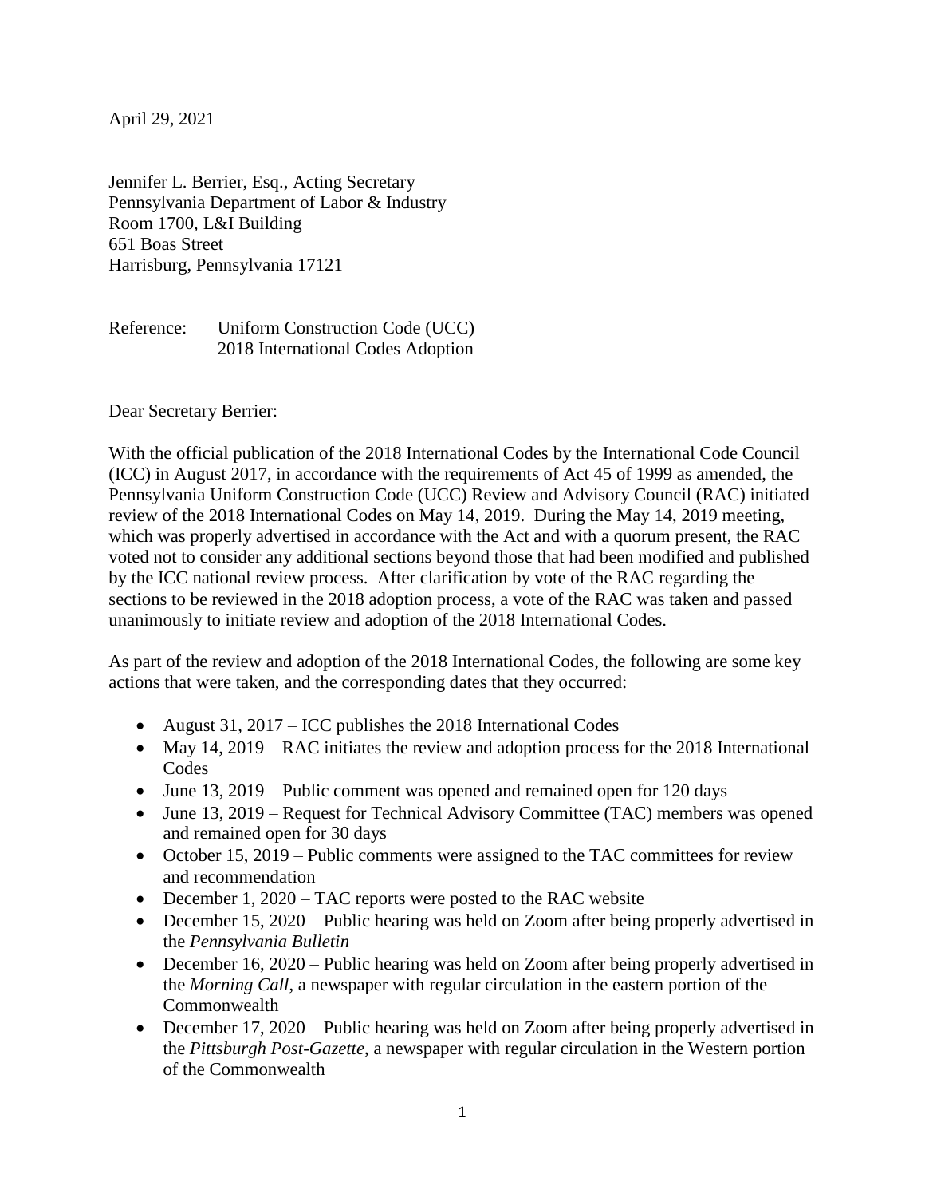April 29, 2021

Jennifer L. Berrier, Esq., Acting Secretary
Pennsylvania Department of Labor & Industry
Room 1700, L&I Building
651 Boas Street
Harrisburg, Pennsylvania 17121

Reference: Uniform Construction Code (UCC)
2018 International Codes Adoption

Dear Secretary Berrier:

With the official publication of the 2018 International Codes by the International Code Council (ICC) in August 2017, in accordance with the requirements of Act 45 of 1999 as amended, the Pennsylvania Uniform Construction Code (UCC) Review and Advisory Council (RAC) initiated review of the 2018 International Codes on May 14, 2019. During the May 14, 2019 meeting, which was properly advertised in accordance with the Act and with a quorum present, the RAC voted not to consider any additional sections beyond those that had been modified and published by the ICC national review process. After clarification by vote of the RAC regarding the sections to be reviewed in the 2018 adoption process, a vote of the RAC was taken and passed unanimously to initiate review and adoption of the 2018 International Codes.

As part of the review and adoption of the 2018 International Codes, the following are some key actions that were taken, and the corresponding dates that they occurred:

- August 31, 2017 – ICC publishes the 2018 International Codes
- May 14, 2019 – RAC initiates the review and adoption process for the 2018 International Codes
- June 13, 2019 – Public comment was opened and remained open for 120 days
- June 13, 2019 – Request for Technical Advisory Committee (TAC) members was opened and remained open for 30 days
- October 15, 2019 – Public comments were assigned to the TAC committees for review and recommendation
- December 1, 2020 – TAC reports were posted to the RAC website
- December 15, 2020 – Public hearing was held on Zoom after being properly advertised in the *Pennsylvania Bulletin*
- December 16, 2020 – Public hearing was held on Zoom after being properly advertised in the *Morning Call*, a newspaper with regular circulation in the eastern portion of the Commonwealth
- December 17, 2020 – Public hearing was held on Zoom after being properly advertised in the *Pittsburgh Post-Gazette*, a newspaper with regular circulation in the Western portion of the Commonwealth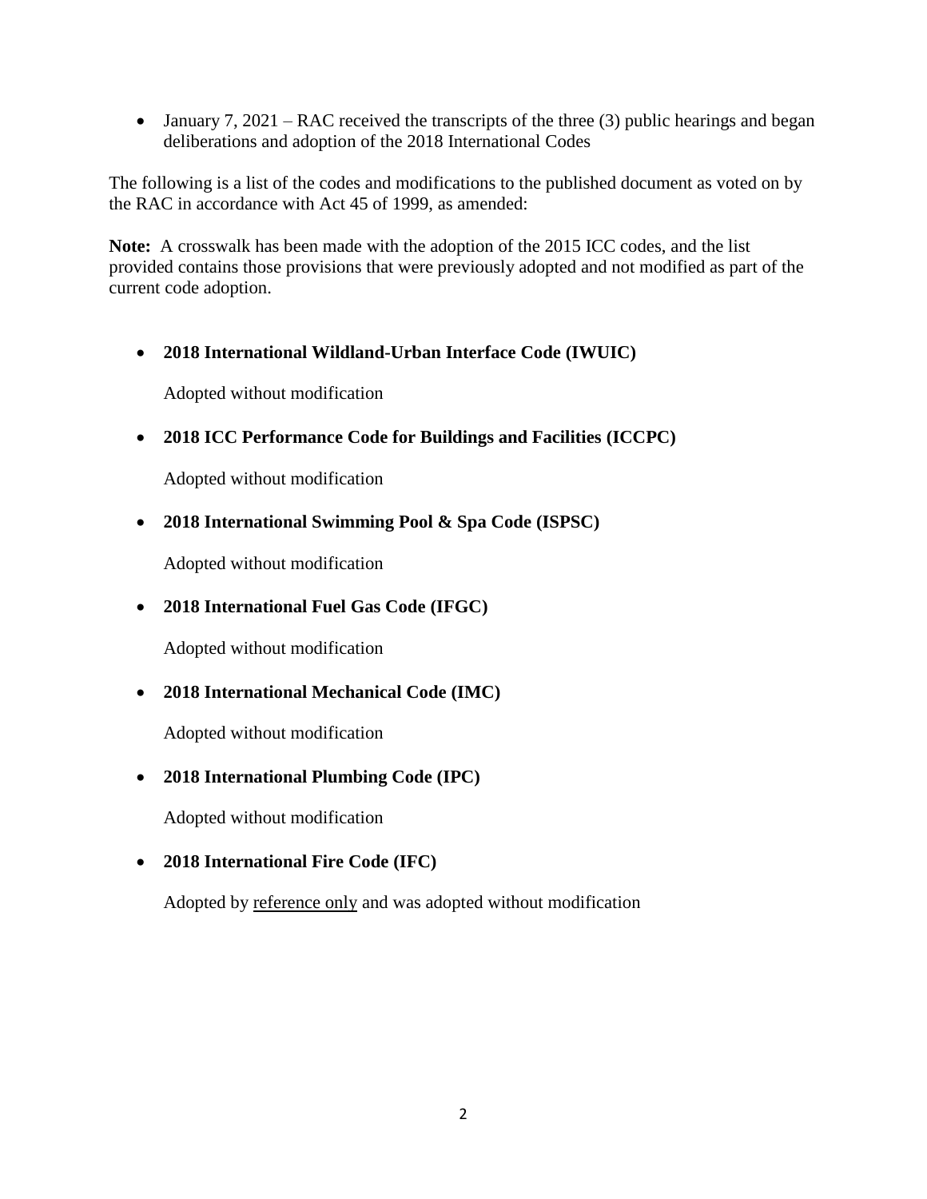- January 7, 2021 – RAC received the transcripts of the three (3) public hearings and began deliberations and adoption of the 2018 International Codes

The following is a list of the codes and modifications to the published document as voted on by the RAC in accordance with Act 45 of 1999, as amended:

**Note:** A crosswalk has been made with the adoption of the 2015 ICC codes, and the list provided contains those provisions that were previously adopted and not modified as part of the current code adoption.

- **2018 International Wildland-Urban Interface Code (IWUIC)**

  Adopted without modification

- **2018 ICC Performance Code for Buildings and Facilities (ICCPC)**

  Adopted without modification

- **2018 International Swimming Pool & Spa Code (ISPSC)**

  Adopted without modification

- **2018 International Fuel Gas Code (IFGC)**

  Adopted without modification

- **2018 International Mechanical Code (IMC)**

  Adopted without modification

- **2018 International Plumbing Code (IPC)**

  Adopted without modification

- **2018 International Fire Code (IFC)**

  Adopted by <u>reference only</u> and was adopted without modification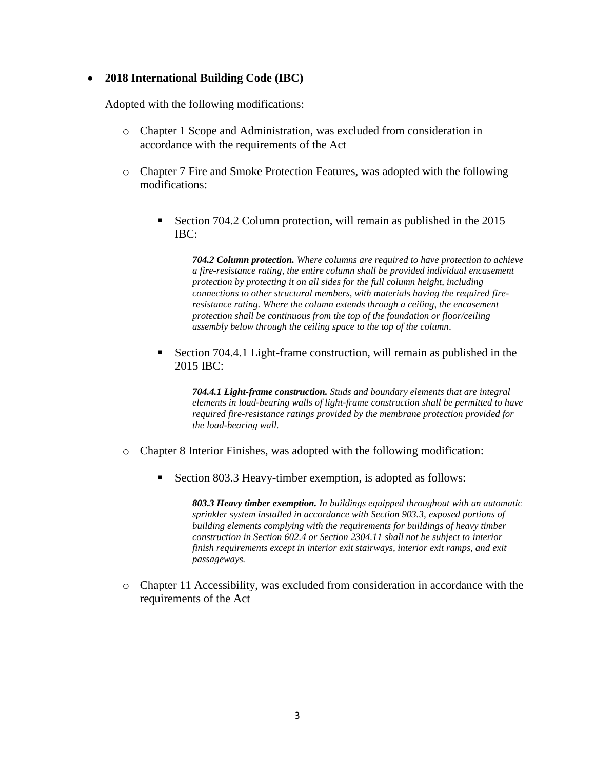- **2018 International Building Code (IBC)**

  Adopted with the following modifications:

  - Chapter 1 Scope and Administration, was excluded from consideration in accordance with the requirements of the Act

  - Chapter 7 Fire and Smoke Protection Features, was adopted with the following modifications:

    - Section 704.2 Column protection, will remain as published in the 2015 IBC:

      > ***704.2 Column protection.*** *Where columns are required to have protection to achieve a fire-resistance rating, the entire column shall be provided individual encasement protection by protecting it on all sides for the full column height, including connections to other structural members, with materials having the required fire-resistance rating. Where the column extends through a ceiling, the encasement protection shall be continuous from the top of the foundation or floor/ceiling assembly below through the ceiling space to the top of the column.*

    - Section 704.4.1 Light-frame construction, will remain as published in the 2015 IBC:

      > ***704.4.1 Light-frame construction.*** *Studs and boundary elements that are integral elements in load-bearing walls of light-frame construction shall be permitted to have required fire-resistance ratings provided by the membrane protection provided for the load-bearing wall.*

  - Chapter 8 Interior Finishes, was adopted with the following modification:

    - Section 803.3 Heavy-timber exemption, is adopted as follows:

      > ***803.3 Heavy timber exemption.*** <u>*In buildings equipped throughout with an automatic sprinkler system installed in accordance with Section 903.3,*</u> *exposed portions of building elements complying with the requirements for buildings of heavy timber construction in Section 602.4 or Section 2304.11 shall not be subject to interior finish requirements except in interior exit stairways, interior exit ramps, and exit passageways.*

  - Chapter 11 Accessibility, was excluded from consideration in accordance with the requirements of the Act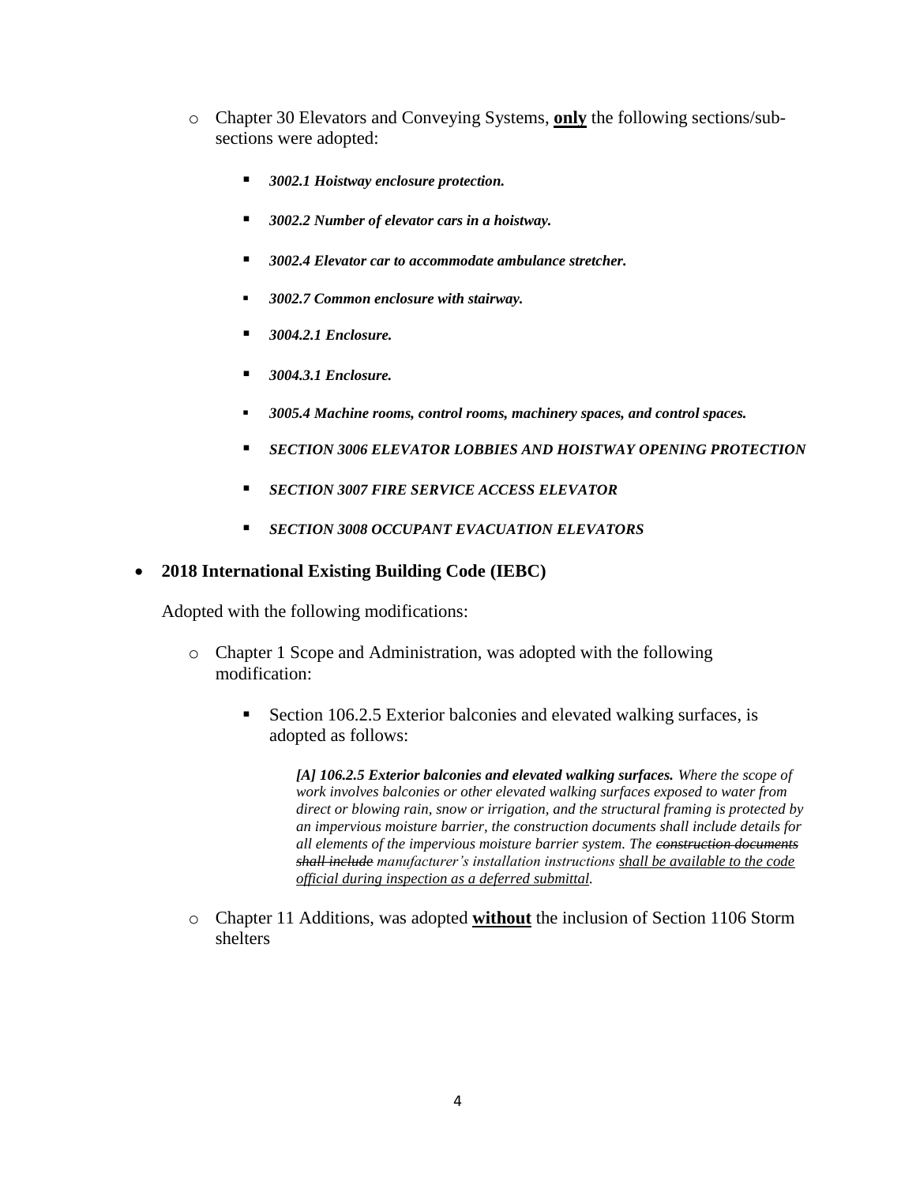- Chapter 30 Elevators and Conveying Systems, **only** the following sections/sub-sections were adopted:
  - ***3002.1 Hoistway enclosure protection.***
  - ***3002.2 Number of elevator cars in a hoistway.***
  - ***3002.4 Elevator car to accommodate ambulance stretcher.***
  - ***3002.7 Common enclosure with stairway.***
  - ***3004.2.1 Enclosure.***
  - ***3004.3.1 Enclosure.***
  - ***3005.4 Machine rooms, control rooms, machinery spaces, and control spaces.***
  - ***SECTION 3006 ELEVATOR LOBBIES AND HOISTWAY OPENING PROTECTION***
  - ***SECTION 3007 FIRE SERVICE ACCESS ELEVATOR***
  - ***SECTION 3008 OCCUPANT EVACUATION ELEVATORS***

- **2018 International Existing Building Code (IEBC)**

  Adopted with the following modifications:

  - Chapter 1 Scope and Administration, was adopted with the following modification:
    - Section 106.2.5 Exterior balconies and elevated walking surfaces, is adopted as follows:

      ***[A] 106.2.5 Exterior balconies and elevated walking surfaces.*** *Where the scope of work involves balconies or other elevated walking surfaces exposed to water from direct or blowing rain, snow or irrigation, and the structural framing is protected by an impervious moisture barrier, the construction documents shall include details for all elements of the impervious moisture barrier system. The ~~construction documents shall include~~ manufacturer's installation instructions <u>shall be available to the code official during inspection as a deferred submittal</u>.*

  - Chapter 11 Additions, was adopted **<u>without</u>** the inclusion of Section 1106 Storm shelters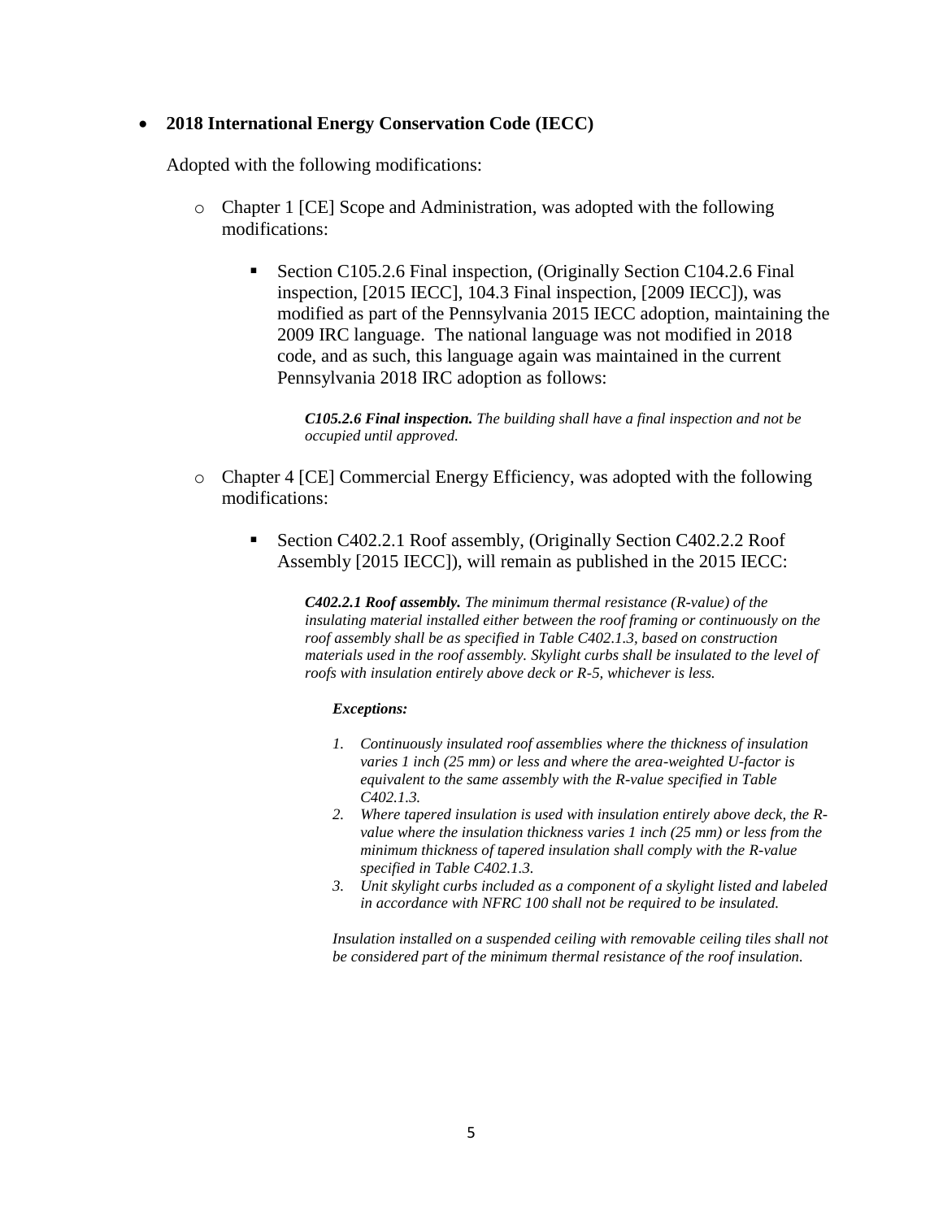- **2018 International Energy Conservation Code (IECC)**

  Adopted with the following modifications:

  - Chapter 1 [CE] Scope and Administration, was adopted with the following modifications:

    - Section C105.2.6 Final inspection, (Originally Section C104.2.6 Final inspection, [2015 IECC], 104.3 Final inspection, [2009 IECC]), was modified as part of the Pennsylvania 2015 IECC adoption, maintaining the 2009 IRC language. The national language was not modified in 2018 code, and as such, this language again was maintained in the current Pennsylvania 2018 IRC adoption as follows:

      ***C105.2.6 Final inspection.*** *The building shall have a final inspection and not be occupied until approved.*

  - Chapter 4 [CE] Commercial Energy Efficiency, was adopted with the following modifications:

    - Section C402.2.1 Roof assembly, (Originally Section C402.2.2 Roof Assembly [2015 IECC]), will remain as published in the 2015 IECC:

      ***C402.2.1 Roof assembly.*** *The minimum thermal resistance (R-value) of the insulating material installed either between the roof framing or continuously on the roof assembly shall be as specified in Table C402.1.3, based on construction materials used in the roof assembly. Skylight curbs shall be insulated to the level of roofs with insulation entirely above deck or R-5, whichever is less.*

      ***Exceptions:***

      1. *Continuously insulated roof assemblies where the thickness of insulation varies 1 inch (25 mm) or less and where the area-weighted U-factor is equivalent to the same assembly with the R-value specified in Table C402.1.3.*
      2. *Where tapered insulation is used with insulation entirely above deck, the R-value where the insulation thickness varies 1 inch (25 mm) or less from the minimum thickness of tapered insulation shall comply with the R-value specified in Table C402.1.3.*
      3. *Unit skylight curbs included as a component of a skylight listed and labeled in accordance with NFRC 100 shall not be required to be insulated.*

      *Insulation installed on a suspended ceiling with removable ceiling tiles shall not be considered part of the minimum thermal resistance of the roof insulation.*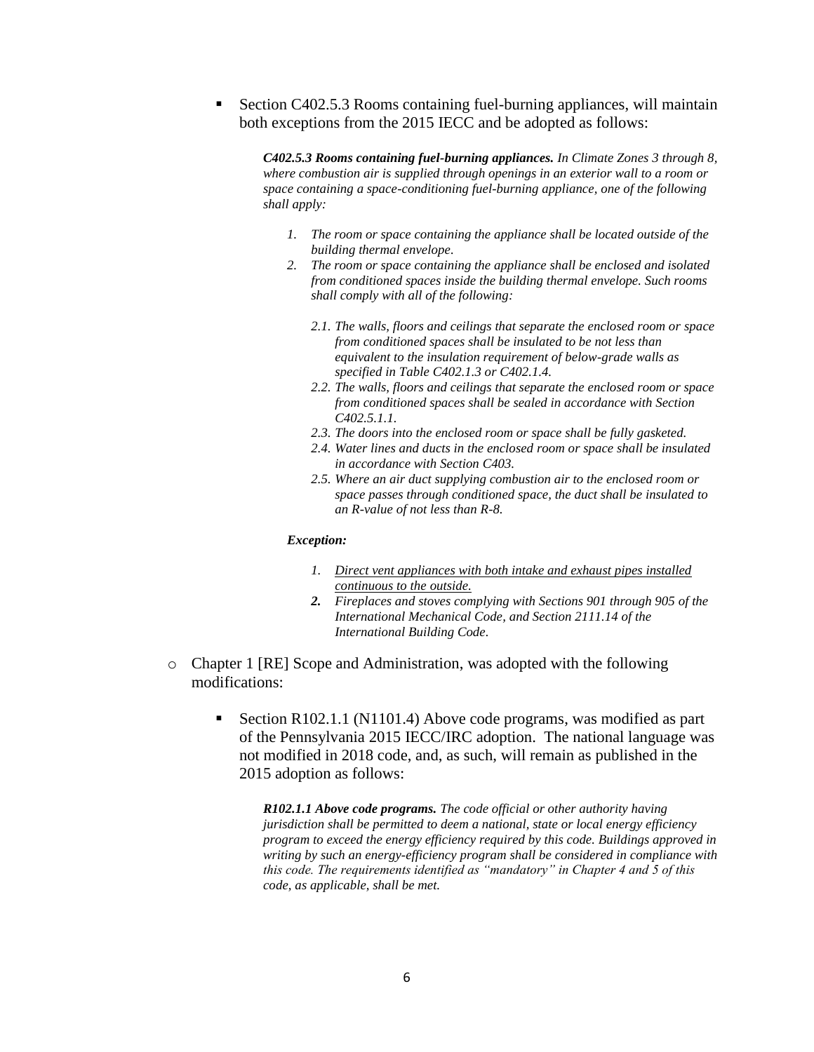- Section C402.5.3 Rooms containing fuel-burning appliances, will maintain both exceptions from the 2015 IECC and be adopted as follows:

  > ***C402.5.3 Rooms containing fuel-burning appliances.*** *In Climate Zones 3 through 8, where combustion air is supplied through openings in an exterior wall to a room or space containing a space-conditioning fuel-burning appliance, one of the following shall apply:*
  >
  > 1. *The room or space containing the appliance shall be located outside of the building thermal envelope.*
  > 2. *The room or space containing the appliance shall be enclosed and isolated from conditioned spaces inside the building thermal envelope. Such rooms shall comply with all of the following:*
  >
  >    2.1. *The walls, floors and ceilings that separate the enclosed room or space from conditioned spaces shall be insulated to be not less than equivalent to the insulation requirement of below-grade walls as specified in Table C402.1.3 or C402.1.4.*
  >
  >    2.2. *The walls, floors and ceilings that separate the enclosed room or space from conditioned spaces shall be sealed in accordance with Section C402.5.1.1.*
  >
  >    2.3. *The doors into the enclosed room or space shall be fully gasketed.*
  >
  >    2.4. *Water lines and ducts in the enclosed room or space shall be insulated in accordance with Section C403.*
  >
  >    2.5. *Where an air duct supplying combustion air to the enclosed room or space passes through conditioned space, the duct shall be insulated to an R-value of not less than R-8.*
  >
  > ***Exception:***
  >
  > 1. <u>*Direct vent appliances with both intake and exhaust pipes installed continuous to the outside.*</u>
  > 2. *Fireplaces and stoves complying with Sections 901 through 905 of the International Mechanical Code, and Section 2111.14 of the International Building Code.*

- Chapter 1 [RE] Scope and Administration, was adopted with the following modifications:

  - Section R102.1.1 (N1101.4) Above code programs, was modified as part of the Pennsylvania 2015 IECC/IRC adoption. The national language was not modified in 2018 code, and, as such, will remain as published in the 2015 adoption as follows:

    > ***R102.1.1 Above code programs.*** *The code official or other authority having jurisdiction shall be permitted to deem a national, state or local energy efficiency program to exceed the energy efficiency required by this code. Buildings approved in writing by such an energy-efficiency program shall be considered in compliance with this code. The requirements identified as "mandatory" in Chapter 4 and 5 of this code, as applicable, shall be met.*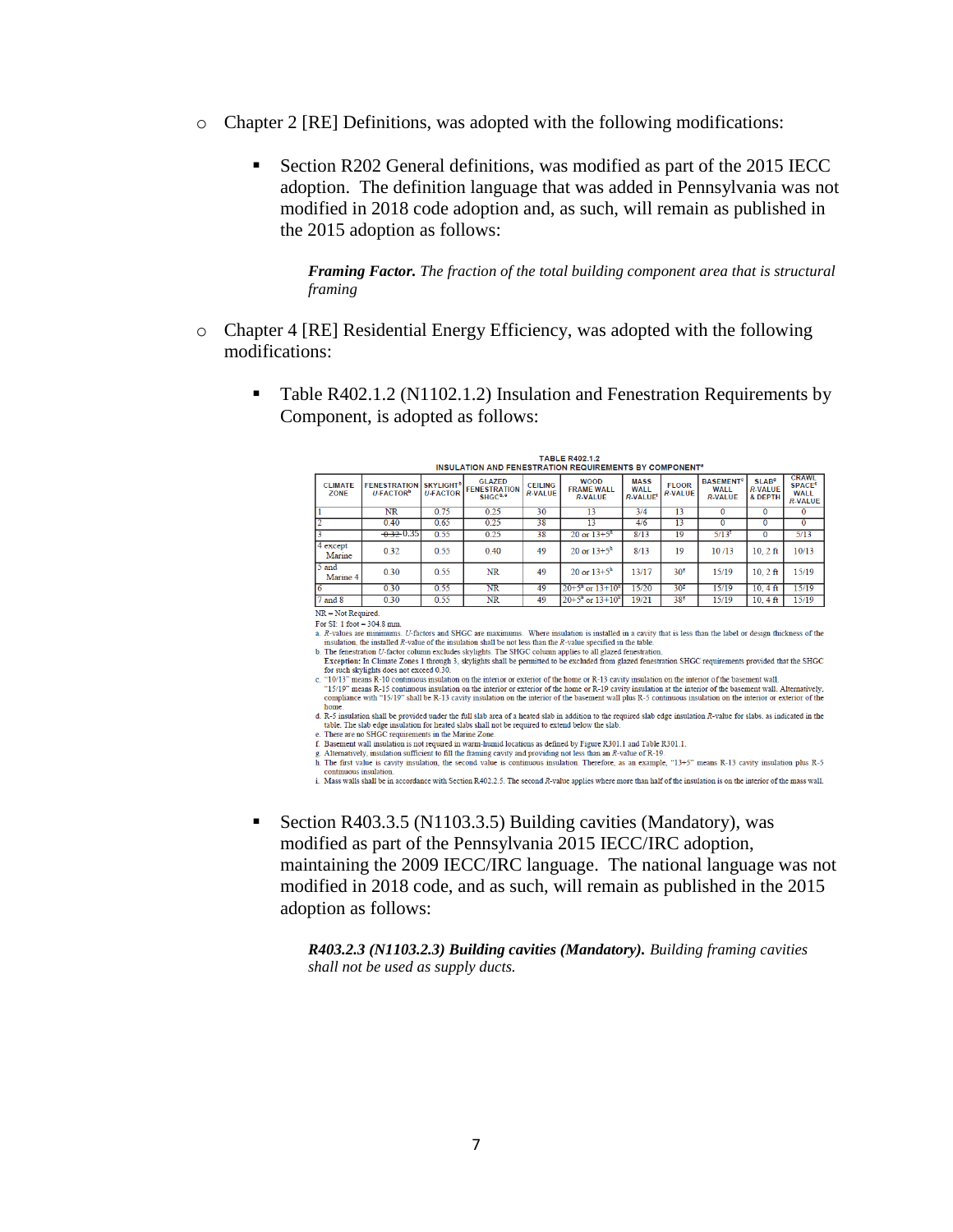- Chapter 2 [RE] Definitions, was adopted with the following modifications:

  - Section R202 General definitions, was modified as part of the 2015 IECC adoption. The definition language that was added in Pennsylvania was not modified in 2018 code adoption and, as such, will remain as published in the 2015 adoption as follows:

    ***Framing Factor.*** *The fraction of the total building component area that is structural framing*

- Chapter 4 [RE] Residential Energy Efficiency, was adopted with the following modifications:

  - Table R402.1.2 (N1102.1.2) Insulation and Fenestration Requirements by Component, is adopted as follows:

**TABLE R402.1.2**
**INSULATION AND FENESTRATION REQUIREMENTS BY COMPONENT[a]**

| CLIMATE ZONE | FENESTRATION U-FACTOR[b] | SKYLIGHT[b] U-FACTOR | GLAZED FENESTRATION SHGC[b,e] | CEILING R-VALUE | WOOD FRAME WALL R-VALUE | MASS WALL R-VALUE[i] | FLOOR R-VALUE | BASEMENT[c] WALL R-VALUE | SLAB[d] R-VALUE & DEPTH | CRAWL SPACE[c] WALL R-VALUE |
|---|---|---|---|---|---|---|---|---|---|---|
| 1 | NR | 0.75 | 0.25 | 30 | 13 | 3/4 | 13 | 0 | 0 | 0 |
| 2 | 0.40 | 0.65 | 0.25 | 38 | 13 | 4/6 | 13 | 0 | 0 | 0 |
| 3 | ~~0.32~~ 0.35 | 0.55 | 0.25 | 38 | 20 or 13+5[h] | 8/13 | 19 | 5/13[f] | 0 | 5/13 |
| 4 except Marine | 0.32 | 0.55 | 0.40 | 49 | 20 or 13+5[h] | 8/13 | 19 | 10 /13 | 10, 2 ft | 10/13 |
| 5 and Marine 4 | 0.30 | 0.55 | NR | 49 | 20 or 13+5[h] | 13/17 | 30[g] | 15/19 | 10, 2 ft | 15/19 |
| 6 | 0.30 | 0.55 | NR | 49 | 20+5[h] or 13+10[h] | 15/20 | 30[g] | 15/19 | 10, 4 ft | 15/19 |
| 7 and 8 | 0.30 | 0.55 | NR | 49 | 20+5[h] or 13+10[h] | 19/21 | 38[g] | 15/19 | 10, 4 ft | 15/19 |

NR = Not Required.

For SI: 1 foot = 304.8 mm.

a. R-values are minimums. U-factors and SHGC are maximums. Where insulation is installed in a cavity that is less than the label or design thickness of the insulation, the installed R-value of the insulation shall be not less than the R-value specified in the table.

b. The fenestration U-factor column excludes skylights. The SHGC column applies to all glazed fenestration.
**Exception:** In Climate Zones 1 through 3, skylights shall be permitted to be excluded from glazed fenestration SHGC requirements provided that the SHGC for such skylights does not exceed 0.30.

c. "10/13" means R-10 continuous insulation on the interior or exterior of the home or R-13 cavity insulation on the interior of the basement wall.
"15/19" means R-15 continuous insulation on the interior or exterior of the home or R-19 cavity insulation at the interior of the basement wall. Alternatively, compliance with "15/19" shall be R-13 cavity insulation on the interior of the basement wall plus R-5 continuous insulation on the interior or exterior of the home.

d. R-5 insulation shall be provided under the full slab area of a heated slab in addition to the required slab edge insulation R-value for slabs, as indicated in the table. The slab edge insulation for heated slabs shall not be required to extend below the slab.

e. There are no SHGC requirements in the Marine Zone.

f. Basement wall insulation is not required in warm-humid locations as defined by Figure R301.1 and Table R301.1.

g. Alternatively, insulation sufficient to fill the framing cavity and providing not less than an R-value of R-19.

h. The first value is cavity insulation, the second value is continuous insulation. Therefore, as an example, "13+5" means R-13 cavity insulation plus R-5 continuous insulation.

i. Mass walls shall be in accordance with Section R402.2.5. The second R-value applies where more than half of the insulation is on the interior of the mass wall.

  - Section R403.3.5 (N1103.3.5) Building cavities (Mandatory), was modified as part of the Pennsylvania 2015 IECC/IRC adoption, maintaining the 2009 IECC/IRC language. The national language was not modified in 2018 code, and as such, will remain as published in the 2015 adoption as follows:

    ***R403.2.3 (N1103.2.3) Building cavities (Mandatory).*** *Building framing cavities shall not be used as supply ducts.*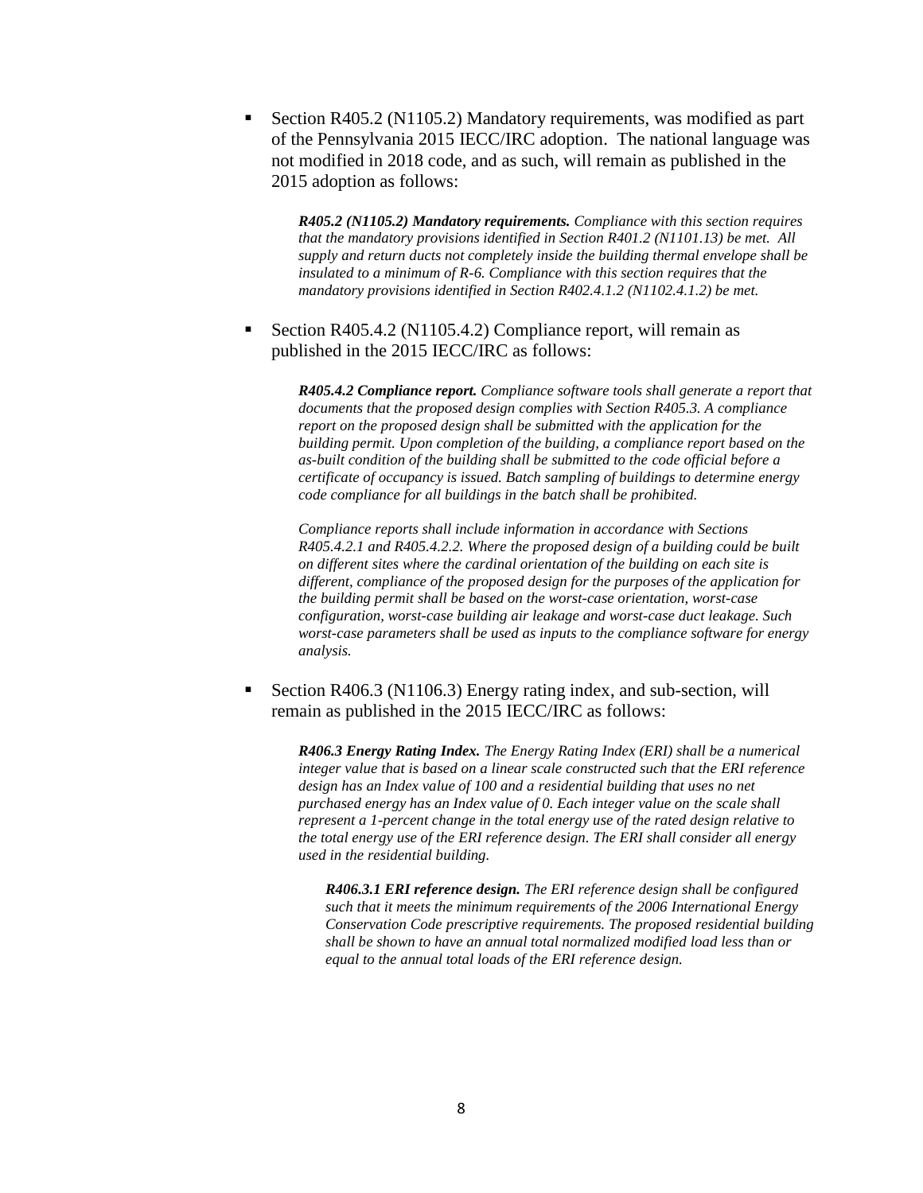- Section R405.2 (N1105.2) Mandatory requirements, was modified as part of the Pennsylvania 2015 IECC/IRC adoption. The national language was not modified in 2018 code, and as such, will remain as published in the 2015 adoption as follows:

  > ***R405.2 (N1105.2) Mandatory requirements.*** *Compliance with this section requires that the mandatory provisions identified in Section R401.2 (N1101.13) be met. All supply and return ducts not completely inside the building thermal envelope shall be insulated to a minimum of R-6. Compliance with this section requires that the mandatory provisions identified in Section R402.4.1.2 (N1102.4.1.2) be met.*

- Section R405.4.2 (N1105.4.2) Compliance report, will remain as published in the 2015 IECC/IRC as follows:

  > ***R405.4.2 Compliance report.*** *Compliance software tools shall generate a report that documents that the proposed design complies with Section R405.3. A compliance report on the proposed design shall be submitted with the application for the building permit. Upon completion of the building, a compliance report based on the as-built condition of the building shall be submitted to the code official before a certificate of occupancy is issued. Batch sampling of buildings to determine energy code compliance for all buildings in the batch shall be prohibited.*
  >
  > *Compliance reports shall include information in accordance with Sections R405.4.2.1 and R405.4.2.2. Where the proposed design of a building could be built on different sites where the cardinal orientation of the building on each site is different, compliance of the proposed design for the purposes of the application for the building permit shall be based on the worst-case orientation, worst-case configuration, worst-case building air leakage and worst-case duct leakage. Such worst-case parameters shall be used as inputs to the compliance software for energy analysis.*

- Section R406.3 (N1106.3) Energy rating index, and sub-section, will remain as published in the 2015 IECC/IRC as follows:

  > ***R406.3 Energy Rating Index.*** *The Energy Rating Index (ERI) shall be a numerical integer value that is based on a linear scale constructed such that the ERI reference design has an Index value of 100 and a residential building that uses no net purchased energy has an Index value of 0. Each integer value on the scale shall represent a 1-percent change in the total energy use of the rated design relative to the total energy use of the ERI reference design. The ERI shall consider all energy used in the residential building.*
  >
  > > ***R406.3.1 ERI reference design.*** *The ERI reference design shall be configured such that it meets the minimum requirements of the 2006 International Energy Conservation Code prescriptive requirements. The proposed residential building shall be shown to have an annual total normalized modified load less than or equal to the annual total loads of the ERI reference design.*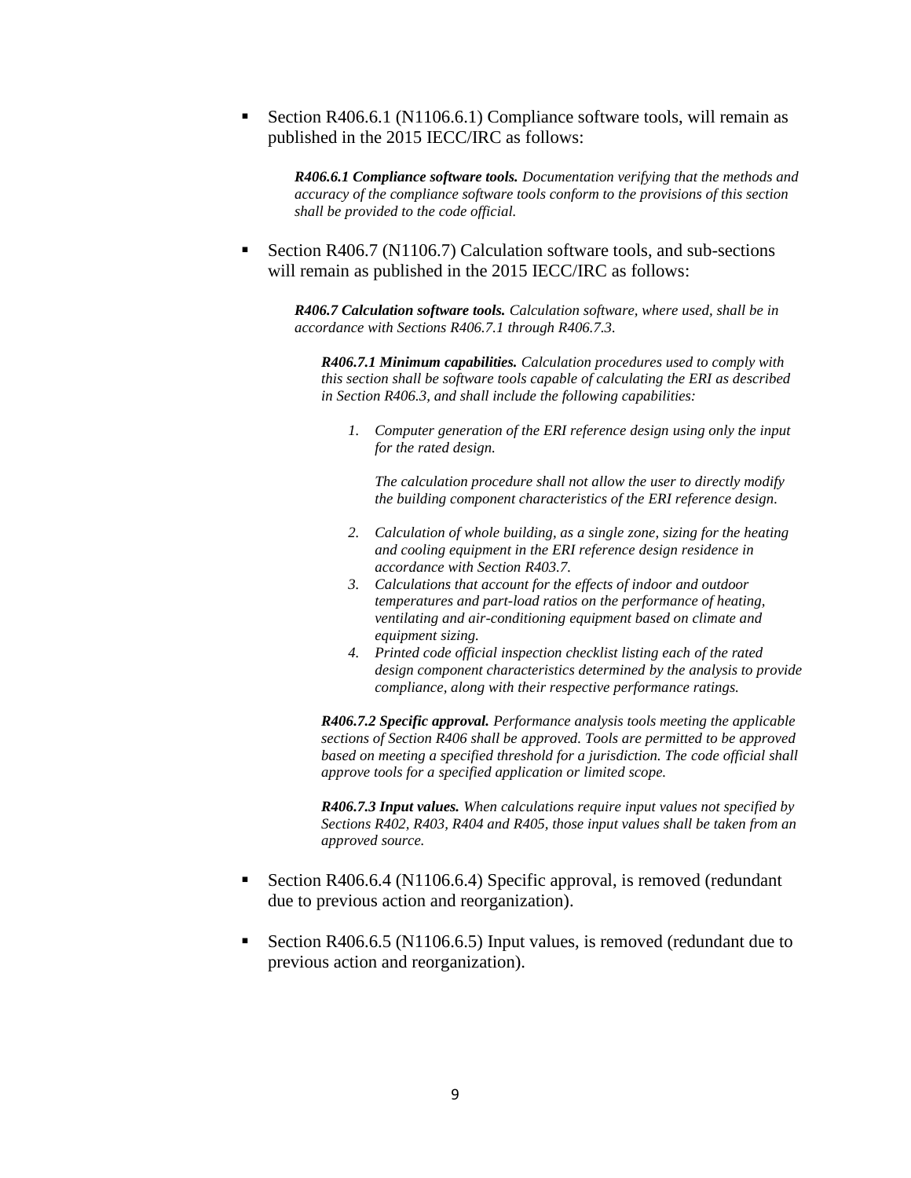- Section R406.6.1 (N1106.6.1) Compliance software tools, will remain as published in the 2015 IECC/IRC as follows:

> ***R406.6.1 Compliance software tools.*** *Documentation verifying that the methods and accuracy of the compliance software tools conform to the provisions of this section shall be provided to the code official.*

- Section R406.7 (N1106.7) Calculation software tools, and sub-sections will remain as published in the 2015 IECC/IRC as follows:

> ***R406.7 Calculation software tools.*** *Calculation software, where used, shall be in accordance with Sections R406.7.1 through R406.7.3.*
>
> > ***R406.7.1 Minimum capabilities.*** *Calculation procedures used to comply with this section shall be software tools capable of calculating the ERI as described in Section R406.3, and shall include the following capabilities:*
> >
> > 1. *Computer generation of the ERI reference design using only the input for the rated design.*
> >
> >    *The calculation procedure shall not allow the user to directly modify the building component characteristics of the ERI reference design.*
> >
> > 2. *Calculation of whole building, as a single zone, sizing for the heating and cooling equipment in the ERI reference design residence in accordance with Section R403.7.*
> > 3. *Calculations that account for the effects of indoor and outdoor temperatures and part-load ratios on the performance of heating, ventilating and air-conditioning equipment based on climate and equipment sizing.*
> > 4. *Printed code official inspection checklist listing each of the rated design component characteristics determined by the analysis to provide compliance, along with their respective performance ratings.*
> >
> > ***R406.7.2 Specific approval.*** *Performance analysis tools meeting the applicable sections of Section R406 shall be approved. Tools are permitted to be approved based on meeting a specified threshold for a jurisdiction. The code official shall approve tools for a specified application or limited scope.*
> >
> > ***R406.7.3 Input values.*** *When calculations require input values not specified by Sections R402, R403, R404 and R405, those input values shall be taken from an approved source.*

- Section R406.6.4 (N1106.6.4) Specific approval, is removed (redundant due to previous action and reorganization).

- Section R406.6.5 (N1106.6.5) Input values, is removed (redundant due to previous action and reorganization).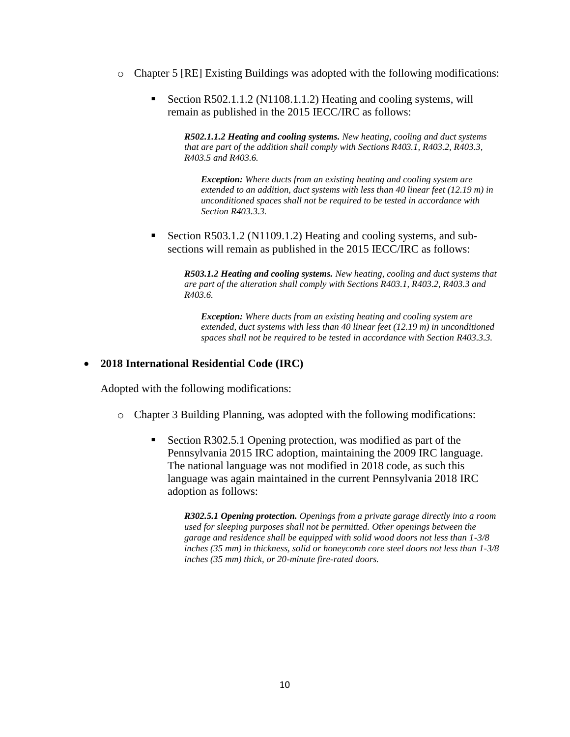- Chapter 5 [RE] Existing Buildings was adopted with the following modifications:

  - Section R502.1.1.2 (N1108.1.1.2) Heating and cooling systems, will remain as published in the 2015 IECC/IRC as follows:

    ***R502.1.1.2 Heating and cooling systems.*** *New heating, cooling and duct systems that are part of the addition shall comply with Sections R403.1, R403.2, R403.3, R403.5 and R403.6.*

    ***Exception:*** *Where ducts from an existing heating and cooling system are extended to an addition, duct systems with less than 40 linear feet (12.19 m) in unconditioned spaces shall not be required to be tested in accordance with Section R403.3.3.*

  - Section R503.1.2 (N1109.1.2) Heating and cooling systems, and sub-sections will remain as published in the 2015 IECC/IRC as follows:

    ***R503.1.2 Heating and cooling systems.*** *New heating, cooling and duct systems that are part of the alteration shall comply with Sections R403.1, R403.2, R403.3 and R403.6.*

    ***Exception:*** *Where ducts from an existing heating and cooling system are extended, duct systems with less than 40 linear feet (12.19 m) in unconditioned spaces shall not be required to be tested in accordance with Section R403.3.3.*

- **2018 International Residential Code (IRC)**

  Adopted with the following modifications:

  - Chapter 3 Building Planning, was adopted with the following modifications:

    - Section R302.5.1 Opening protection, was modified as part of the Pennsylvania 2015 IRC adoption, maintaining the 2009 IRC language. The national language was not modified in 2018 code, as such this language was again maintained in the current Pennsylvania 2018 IRC adoption as follows:

      ***R302.5.1 Opening protection.*** *Openings from a private garage directly into a room used for sleeping purposes shall not be permitted. Other openings between the garage and residence shall be equipped with solid wood doors not less than 1-3/8 inches (35 mm) in thickness, solid or honeycomb core steel doors not less than 1-3/8 inches (35 mm) thick, or 20-minute fire-rated doors.*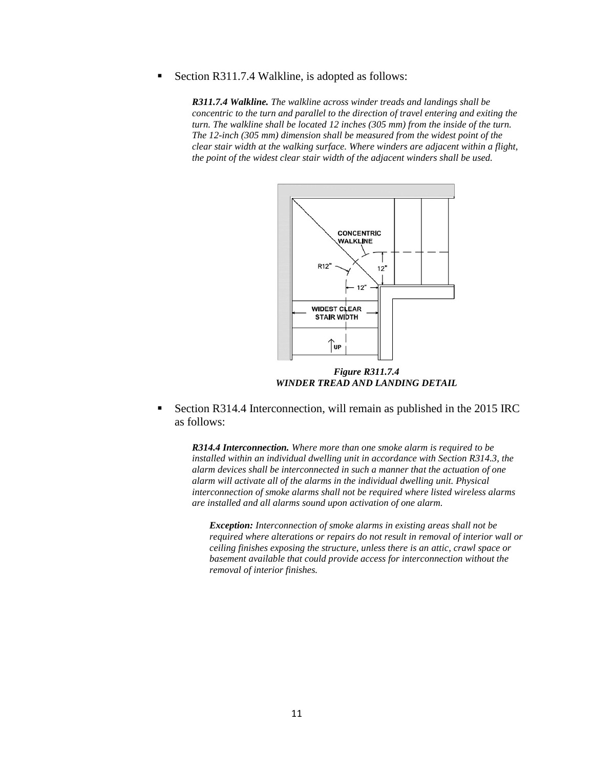- Section R311.7.4 Walkline, is adopted as follows:

> ***R311.7.4 Walkline.*** *The walkline across winder treads and landings shall be concentric to the turn and parallel to the direction of travel entering and exiting the turn. The walkline shall be located 12 inches (305 mm) from the inside of the turn. The 12-inch (305 mm) dimension shall be measured from the widest point of the clear stair width at the walking surface. Where winders are adjacent within a flight, the point of the widest clear stair width of the adjacent winders shall be used.*

***Figure R311.7.4***
***WINDER TREAD AND LANDING DETAIL***

- Section R314.4 Interconnection, will remain as published in the 2015 IRC as follows:

> ***R314.4 Interconnection.*** *Where more than one smoke alarm is required to be installed within an individual dwelling unit in accordance with Section R314.3, the alarm devices shall be interconnected in such a manner that the actuation of one alarm will activate all of the alarms in the individual dwelling unit. Physical interconnection of smoke alarms shall not be required where listed wireless alarms are installed and all alarms sound upon activation of one alarm.*
>
> > ***Exception:*** *Interconnection of smoke alarms in existing areas shall not be required where alterations or repairs do not result in removal of interior wall or ceiling finishes exposing the structure, unless there is an attic, crawl space or basement available that could provide access for interconnection without the removal of interior finishes.*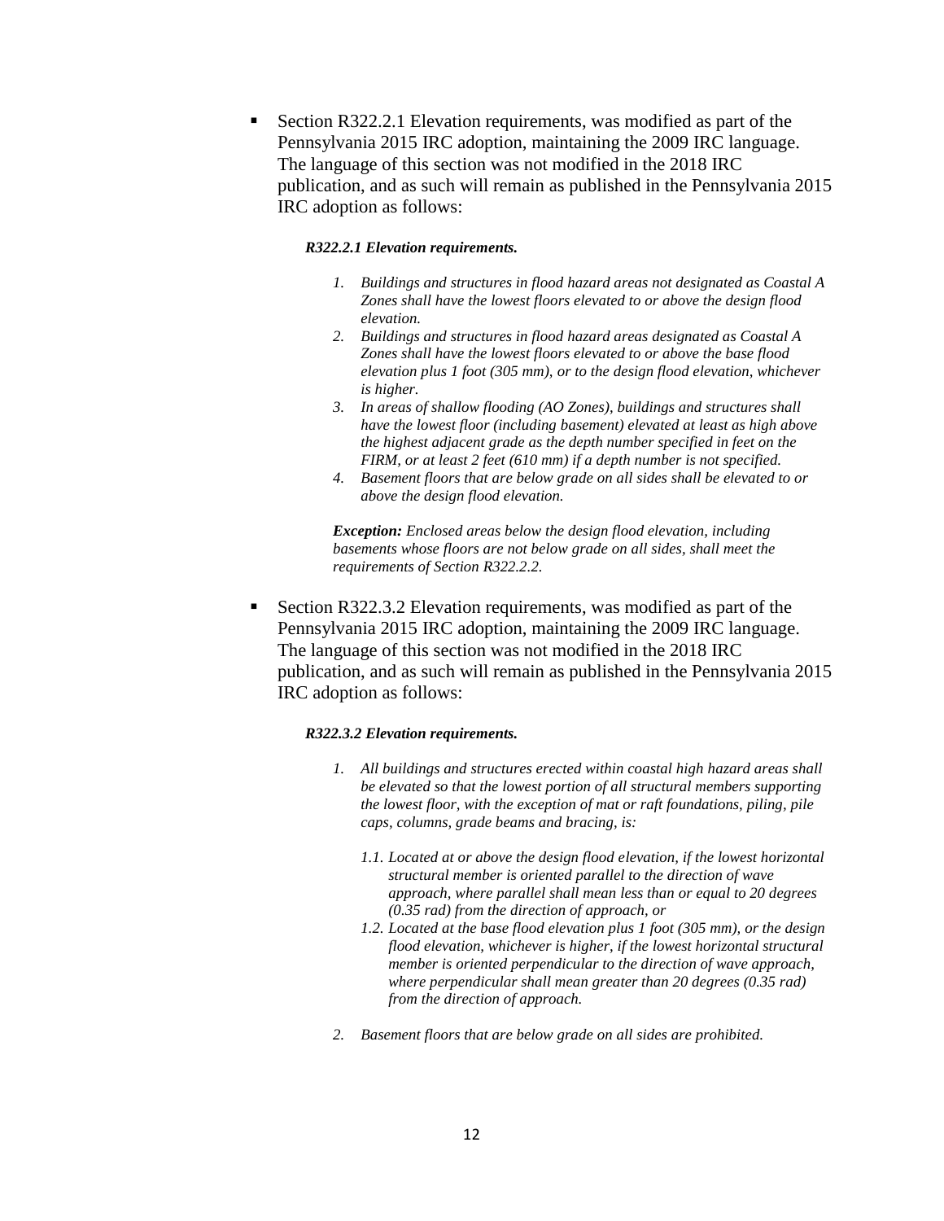- Section R322.2.1 Elevation requirements, was modified as part of the Pennsylvania 2015 IRC adoption, maintaining the 2009 IRC language. The language of this section was not modified in the 2018 IRC publication, and as such will remain as published in the Pennsylvania 2015 IRC adoption as follows:

  ***R322.2.1 Elevation requirements.***

  1. *Buildings and structures in flood hazard areas not designated as Coastal A Zones shall have the lowest floors elevated to or above the design flood elevation.*
  2. *Buildings and structures in flood hazard areas designated as Coastal A Zones shall have the lowest floors elevated to or above the base flood elevation plus 1 foot (305 mm), or to the design flood elevation, whichever is higher.*
  3. *In areas of shallow flooding (AO Zones), buildings and structures shall have the lowest floor (including basement) elevated at least as high above the highest adjacent grade as the depth number specified in feet on the FIRM, or at least 2 feet (610 mm) if a depth number is not specified.*
  4. *Basement floors that are below grade on all sides shall be elevated to or above the design flood elevation.*

  ***Exception:*** *Enclosed areas below the design flood elevation, including basements whose floors are not below grade on all sides, shall meet the requirements of Section R322.2.2.*

- Section R322.3.2 Elevation requirements, was modified as part of the Pennsylvania 2015 IRC adoption, maintaining the 2009 IRC language. The language of this section was not modified in the 2018 IRC publication, and as such will remain as published in the Pennsylvania 2015 IRC adoption as follows:

  ***R322.3.2 Elevation requirements.***

  1. *All buildings and structures erected within coastal high hazard areas shall be elevated so that the lowest portion of all structural members supporting the lowest floor, with the exception of mat or raft foundations, piling, pile caps, columns, grade beams and bracing, is:*

     1.1. *Located at or above the design flood elevation, if the lowest horizontal structural member is oriented parallel to the direction of wave approach, where parallel shall mean less than or equal to 20 degrees (0.35 rad) from the direction of approach, or*

     1.2. *Located at the base flood elevation plus 1 foot (305 mm), or the design flood elevation, whichever is higher, if the lowest horizontal structural member is oriented perpendicular to the direction of wave approach, where perpendicular shall mean greater than 20 degrees (0.35 rad) from the direction of approach.*

  2. *Basement floors that are below grade on all sides are prohibited.*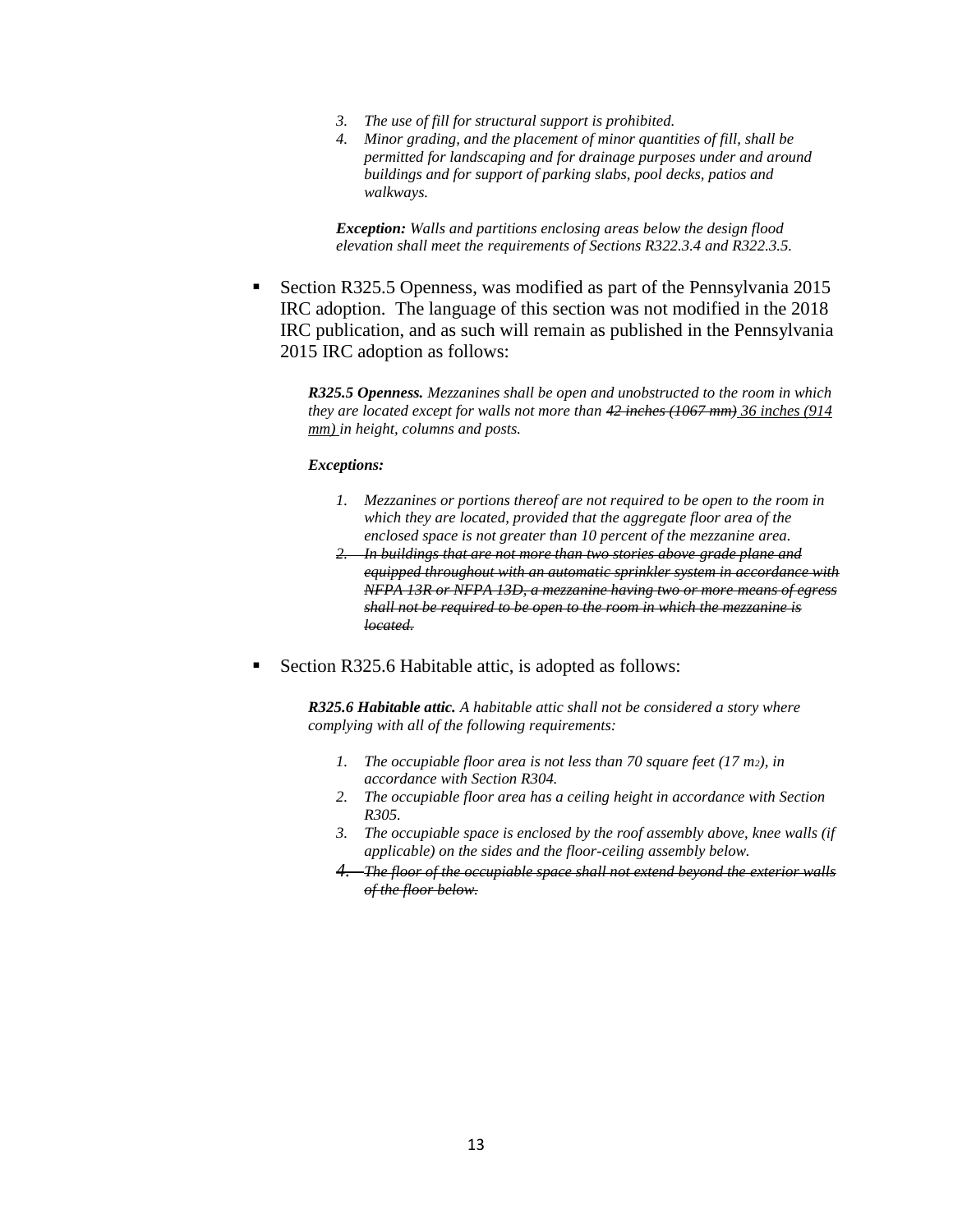3. *The use of fill for structural support is prohibited.*
4. *Minor grading, and the placement of minor quantities of fill, shall be permitted for landscaping and for drainage purposes under and around buildings and for support of parking slabs, pool decks, patios and walkways.*

***Exception:*** *Walls and partitions enclosing areas below the design flood elevation shall meet the requirements of Sections R322.3.4 and R322.3.5.*

- Section R325.5 Openness, was modified as part of the Pennsylvania 2015 IRC adoption. The language of this section was not modified in the 2018 IRC publication, and as such will remain as published in the Pennsylvania 2015 IRC adoption as follows:

  ***R325.5 Openness.*** *Mezzanines shall be open and unobstructed to the room in which they are located except for walls not more than ~~42 inches (1067 mm)~~ <u>36 inches (914 mm)</u> in height, columns and posts.*

  ***Exceptions:***

  1. *Mezzanines or portions thereof are not required to be open to the room in which they are located, provided that the aggregate floor area of the enclosed space is not greater than 10 percent of the mezzanine area.*
  2. ~~*In buildings that are not more than two stories above grade plane and equipped throughout with an automatic sprinkler system in accordance with NFPA 13R or NFPA 13D, a mezzanine having two or more means of egress shall not be required to be open to the room in which the mezzanine is located.*~~

- Section R325.6 Habitable attic, is adopted as follows:

  ***R325.6 Habitable attic.*** *A habitable attic shall not be considered a story where complying with all of the following requirements:*

  1. *The occupiable floor area is not less than 70 square feet (17 $m^2$), in accordance with Section R304.*
  2. *The occupiable floor area has a ceiling height in accordance with Section R305.*
  3. *The occupiable space is enclosed by the roof assembly above, knee walls (if applicable) on the sides and the floor-ceiling assembly below.*
  4. ~~*The floor of the occupiable space shall not extend beyond the exterior walls of the floor below.*~~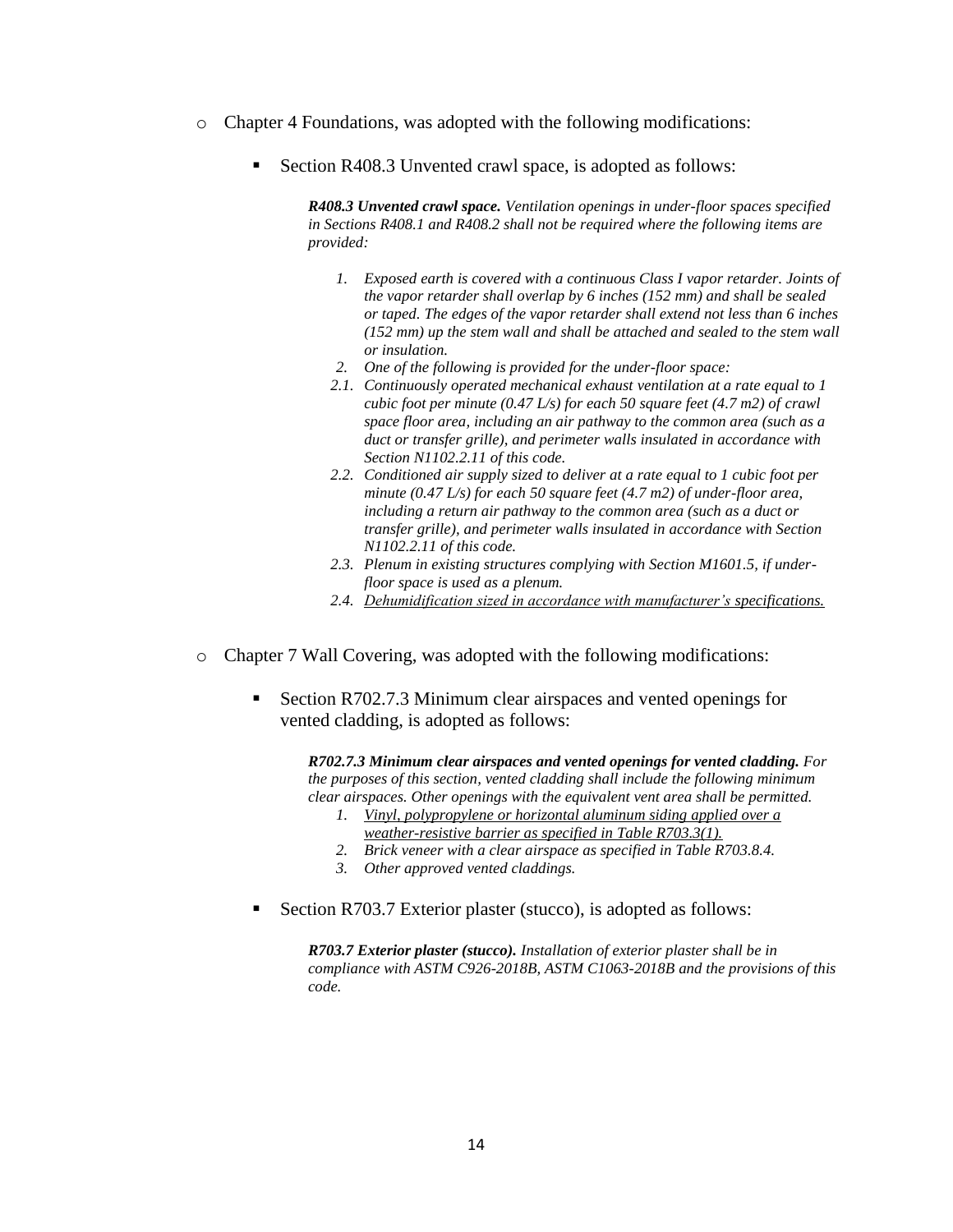- Chapter 4 Foundations, was adopted with the following modifications:

  - Section R408.3 Unvented crawl space, is adopted as follows:

    ***R408.3 Unvented crawl space.*** *Ventilation openings in under-floor spaces specified in Sections R408.1 and R408.2 shall not be required where the following items are provided:*

    1. *Exposed earth is covered with a continuous Class I vapor retarder. Joints of the vapor retarder shall overlap by 6 inches (152 mm) and shall be sealed or taped. The edges of the vapor retarder shall extend not less than 6 inches (152 mm) up the stem wall and shall be attached and sealed to the stem wall or insulation.*
    2. *One of the following is provided for the under-floor space:*

    2.1. *Continuously operated mechanical exhaust ventilation at a rate equal to 1 cubic foot per minute (0.47 L/s) for each 50 square feet (4.7 m2) of crawl space floor area, including an air pathway to the common area (such as a duct or transfer grille), and perimeter walls insulated in accordance with Section N1102.2.11 of this code.*

    2.2. *Conditioned air supply sized to deliver at a rate equal to 1 cubic foot per minute (0.47 L/s) for each 50 square feet (4.7 m2) of under-floor area, including a return air pathway to the common area (such as a duct or transfer grille), and perimeter walls insulated in accordance with Section N1102.2.11 of this code.*

    2.3. *Plenum in existing structures complying with Section M1601.5, if under-floor space is used as a plenum.*

    2.4. <u>*Dehumidification sized in accordance with manufacturer's specifications.*</u>

- Chapter 7 Wall Covering, was adopted with the following modifications:

  - Section R702.7.3 Minimum clear airspaces and vented openings for vented cladding, is adopted as follows:

    ***R702.7.3 Minimum clear airspaces and vented openings for vented cladding.*** *For the purposes of this section, vented cladding shall include the following minimum clear airspaces. Other openings with the equivalent vent area shall be permitted.*

    1. <u>*Vinyl, polypropylene or horizontal aluminum siding applied over a weather-resistive barrier as specified in Table R703.3(1).*</u>
    2. *Brick veneer with a clear airspace as specified in Table R703.8.4.*
    3. *Other approved vented claddings.*

  - Section R703.7 Exterior plaster (stucco), is adopted as follows:

    ***R703.7 Exterior plaster (stucco).*** *Installation of exterior plaster shall be in compliance with ASTM C926-2018B, ASTM C1063-2018B and the provisions of this code.*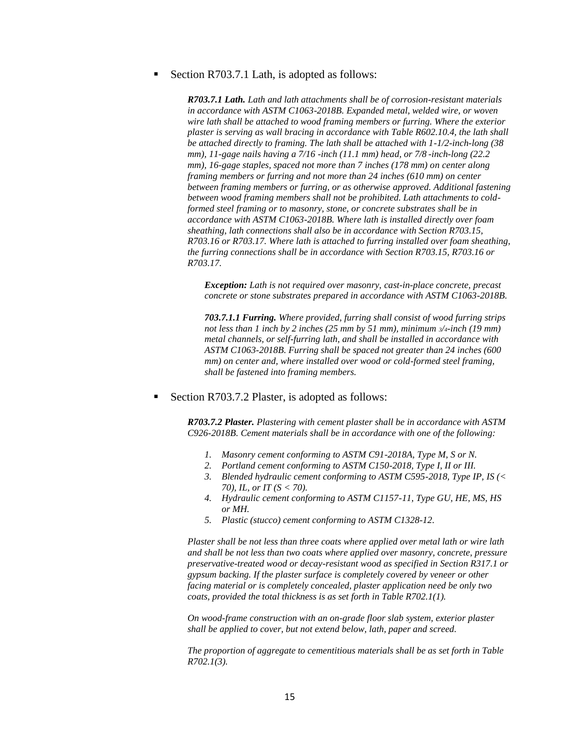- Section R703.7.1 Lath, is adopted as follows:

  ***R703.7.1 Lath.*** *Lath and lath attachments shall be of corrosion-resistant materials in accordance with ASTM C1063-2018B. Expanded metal, welded wire, or woven wire lath shall be attached to wood framing members or furring. Where the exterior plaster is serving as wall bracing in accordance with Table R602.10.4, the lath shall be attached directly to framing. The lath shall be attached with 1-1/2-inch-long (38 mm), 11-gage nails having a 7/16 -inch (11.1 mm) head, or 7/8 -inch-long (22.2 mm), 16-gage staples, spaced not more than 7 inches (178 mm) on center along framing members or furring and not more than 24 inches (610 mm) on center between framing members or furring, or as otherwise approved. Additional fastening between wood framing members shall not be prohibited. Lath attachments to cold-formed steel framing or to masonry, stone, or concrete substrates shall be in accordance with ASTM C1063-2018B. Where lath is installed directly over foam sheathing, lath connections shall also be in accordance with Section R703.15, R703.16 or R703.17. Where lath is attached to furring installed over foam sheathing, the furring connections shall be in accordance with Section R703.15, R703.16 or R703.17.*

  ***Exception:*** *Lath is not required over masonry, cast-in-place concrete, precast concrete or stone substrates prepared in accordance with ASTM C1063-2018B.*

  ***703.7.1.1 Furring.*** *Where provided, furring shall consist of wood furring strips not less than 1 inch by 2 inches (25 mm by 51 mm), minimum 3/4-inch (19 mm) metal channels, or self-furring lath, and shall be installed in accordance with ASTM C1063-2018B. Furring shall be spaced not greater than 24 inches (600 mm) on center and, where installed over wood or cold-formed steel framing, shall be fastened into framing members.*

- Section R703.7.2 Plaster, is adopted as follows:

  ***R703.7.2 Plaster.*** *Plastering with cement plaster shall be in accordance with ASTM C926-2018B. Cement materials shall be in accordance with one of the following:*

  1. *Masonry cement conforming to ASTM C91-2018A, Type M, S or N.*
  2. *Portland cement conforming to ASTM C150-2018, Type I, II or III.*
  3. *Blended hydraulic cement conforming to ASTM C595-2018, Type IP, IS (< 70), IL, or IT (S < 70).*
  4. *Hydraulic cement conforming to ASTM C1157-11, Type GU, HE, MS, HS or MH.*
  5. *Plastic (stucco) cement conforming to ASTM C1328-12.*

  *Plaster shall be not less than three coats where applied over metal lath or wire lath and shall be not less than two coats where applied over masonry, concrete, pressure preservative-treated wood or decay-resistant wood as specified in Section R317.1 or gypsum backing. If the plaster surface is completely covered by veneer or other facing material or is completely concealed, plaster application need be only two coats, provided the total thickness is as set forth in Table R702.1(1).*

  *On wood-frame construction with an on-grade floor slab system, exterior plaster shall be applied to cover, but not extend below, lath, paper and screed.*

  *The proportion of aggregate to cementitious materials shall be as set forth in Table R702.1(3).*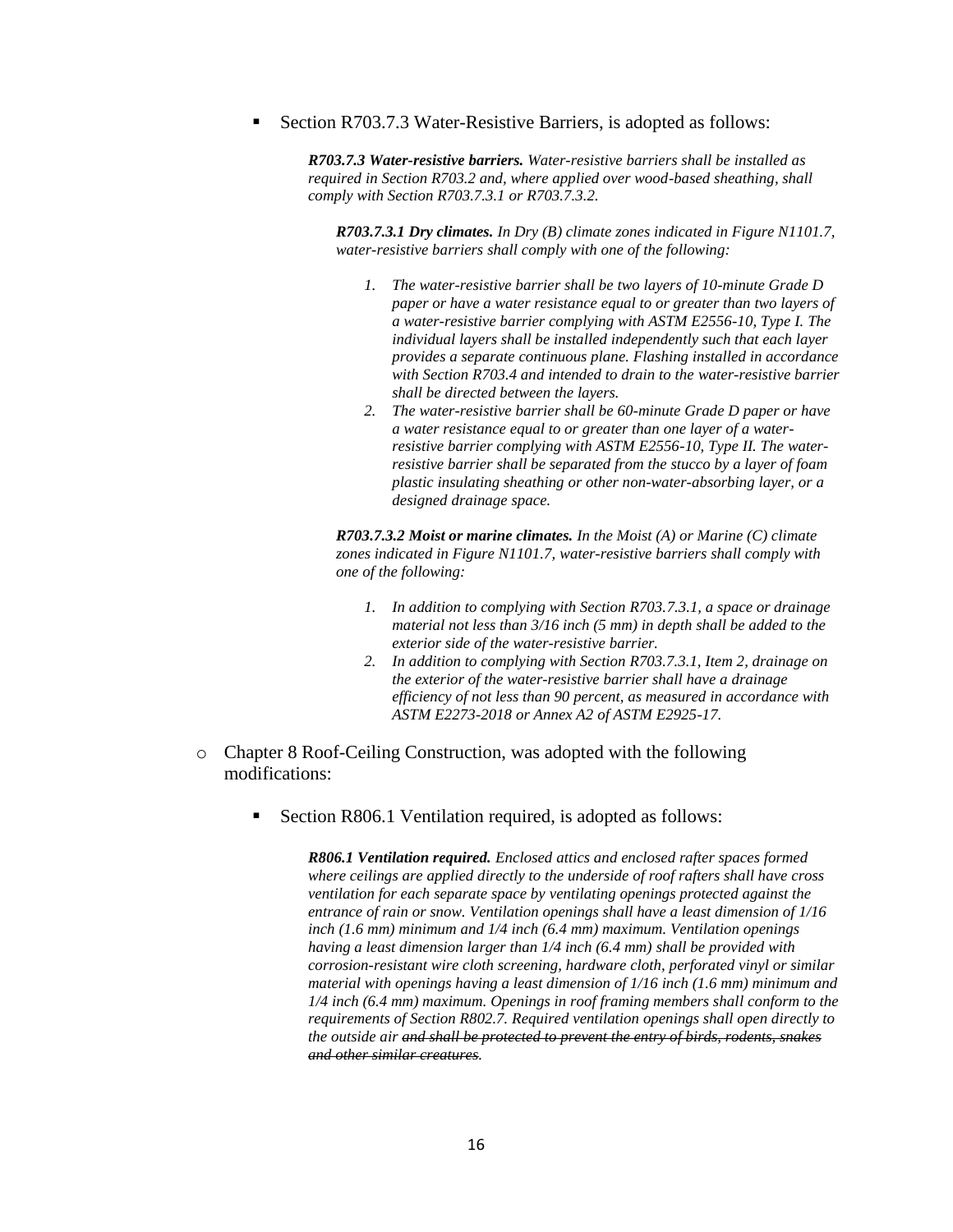- Section R703.7.3 Water-Resistive Barriers, is adopted as follows:

  ***R703.7.3 Water-resistive barriers.*** *Water-resistive barriers shall be installed as required in Section R703.2 and, where applied over wood-based sheathing, shall comply with Section R703.7.3.1 or R703.7.3.2.*

  ***R703.7.3.1 Dry climates.*** *In Dry (B) climate zones indicated in Figure N1101.7, water-resistive barriers shall comply with one of the following:*

  1. *The water-resistive barrier shall be two layers of 10-minute Grade D paper or have a water resistance equal to or greater than two layers of a water-resistive barrier complying with ASTM E2556-10, Type I. The individual layers shall be installed independently such that each layer provides a separate continuous plane. Flashing installed in accordance with Section R703.4 and intended to drain to the water-resistive barrier shall be directed between the layers.*
  2. *The water-resistive barrier shall be 60-minute Grade D paper or have a water resistance equal to or greater than one layer of a water-resistive barrier complying with ASTM E2556-10, Type II. The water-resistive barrier shall be separated from the stucco by a layer of foam plastic insulating sheathing or other non-water-absorbing layer, or a designed drainage space.*

  ***R703.7.3.2 Moist or marine climates.*** *In the Moist (A) or Marine (C) climate zones indicated in Figure N1101.7, water-resistive barriers shall comply with one of the following:*

  1. *In addition to complying with Section R703.7.3.1, a space or drainage material not less than 3/16 inch (5 mm) in depth shall be added to the exterior side of the water-resistive barrier.*
  2. *In addition to complying with Section R703.7.3.1, Item 2, drainage on the exterior of the water-resistive barrier shall have a drainage efficiency of not less than 90 percent, as measured in accordance with ASTM E2273-2018 or Annex A2 of ASTM E2925-17.*

- Chapter 8 Roof-Ceiling Construction, was adopted with the following modifications:

  - Section R806.1 Ventilation required, is adopted as follows:

    ***R806.1 Ventilation required.*** *Enclosed attics and enclosed rafter spaces formed where ceilings are applied directly to the underside of roof rafters shall have cross ventilation for each separate space by ventilating openings protected against the entrance of rain or snow. Ventilation openings shall have a least dimension of 1/16 inch (1.6 mm) minimum and 1/4 inch (6.4 mm) maximum. Ventilation openings having a least dimension larger than 1/4 inch (6.4 mm) shall be provided with corrosion-resistant wire cloth screening, hardware cloth, perforated vinyl or similar material with openings having a least dimension of 1/16 inch (1.6 mm) minimum and 1/4 inch (6.4 mm) maximum. Openings in roof framing members shall conform to the requirements of Section R802.7. Required ventilation openings shall open directly to the outside air ~~and shall be protected to prevent the entry of birds, rodents, snakes and other similar creatures~~.*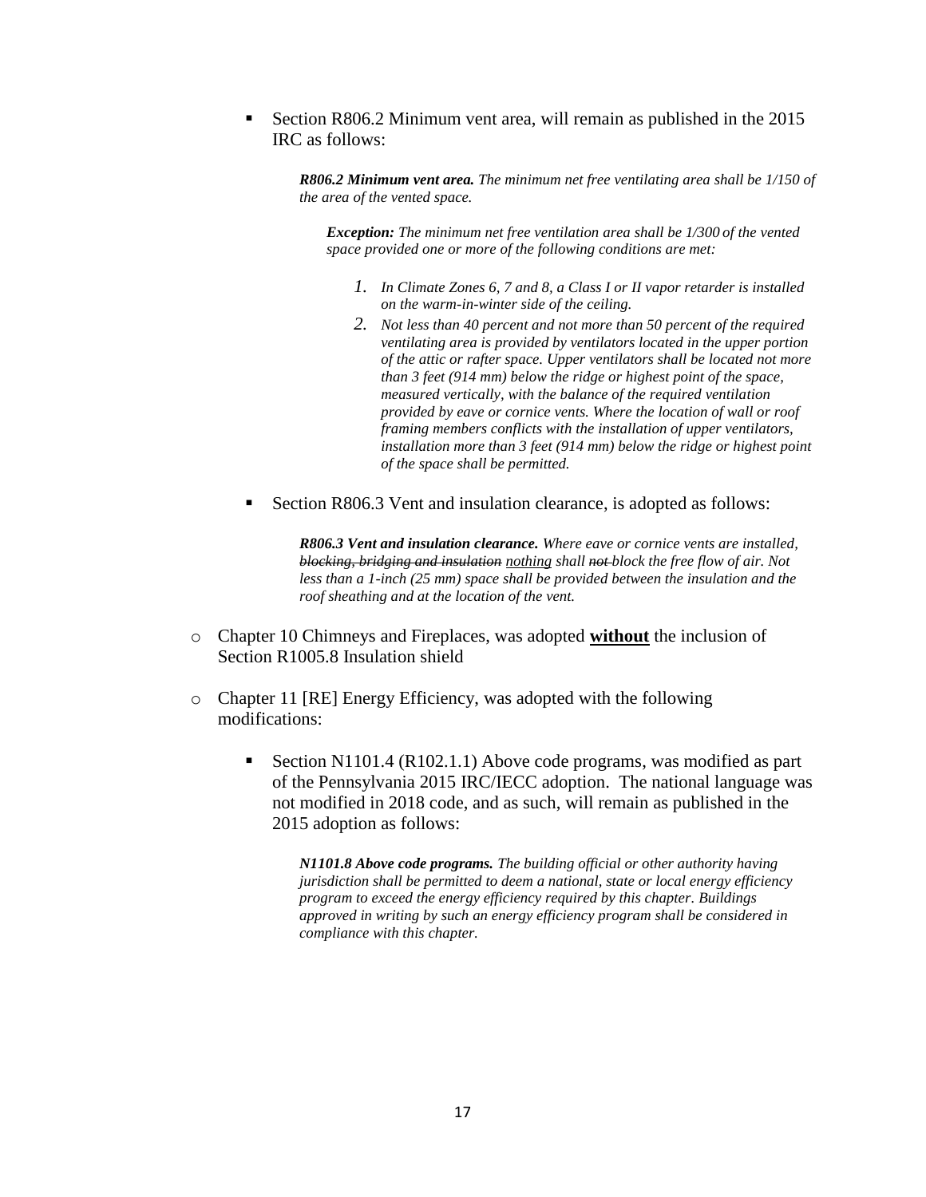- Section R806.2 Minimum vent area, will remain as published in the 2015 IRC as follows:

  > ***R806.2 Minimum vent area.*** *The minimum net free ventilating area shall be 1/150 of the area of the vented space.*
  >
  > > ***Exception:*** *The minimum net free ventilation area shall be 1/300 of the vented space provided one or more of the following conditions are met:*
  > >
  > > 1. *In Climate Zones 6, 7 and 8, a Class I or II vapor retarder is installed on the warm-in-winter side of the ceiling.*
  > > 2. *Not less than 40 percent and not more than 50 percent of the required ventilating area is provided by ventilators located in the upper portion of the attic or rafter space. Upper ventilators shall be located not more than 3 feet (914 mm) below the ridge or highest point of the space, measured vertically, with the balance of the required ventilation provided by eave or cornice vents. Where the location of wall or roof framing members conflicts with the installation of upper ventilators, installation more than 3 feet (914 mm) below the ridge or highest point of the space shall be permitted.*

- Section R806.3 Vent and insulation clearance, is adopted as follows:

  > ***R806.3 Vent and insulation clearance.*** *Where eave or cornice vents are installed, ~~blocking, bridging and insulation~~ <u>nothing</u> shall ~~not~~ block the free flow of air. Not less than a 1-inch (25 mm) space shall be provided between the insulation and the roof sheathing and at the location of the vent.*

- Chapter 10 Chimneys and Fireplaces, was adopted **<u>without</u>** the inclusion of Section R1005.8 Insulation shield

- Chapter 11 [RE] Energy Efficiency, was adopted with the following modifications:

  - Section N1101.4 (R102.1.1) Above code programs, was modified as part of the Pennsylvania 2015 IRC/IECC adoption. The national language was not modified in 2018 code, and as such, will remain as published in the 2015 adoption as follows:

    > ***N1101.8 Above code programs.*** *The building official or other authority having jurisdiction shall be permitted to deem a national, state or local energy efficiency program to exceed the energy efficiency required by this chapter. Buildings approved in writing by such an energy efficiency program shall be considered in compliance with this chapter.*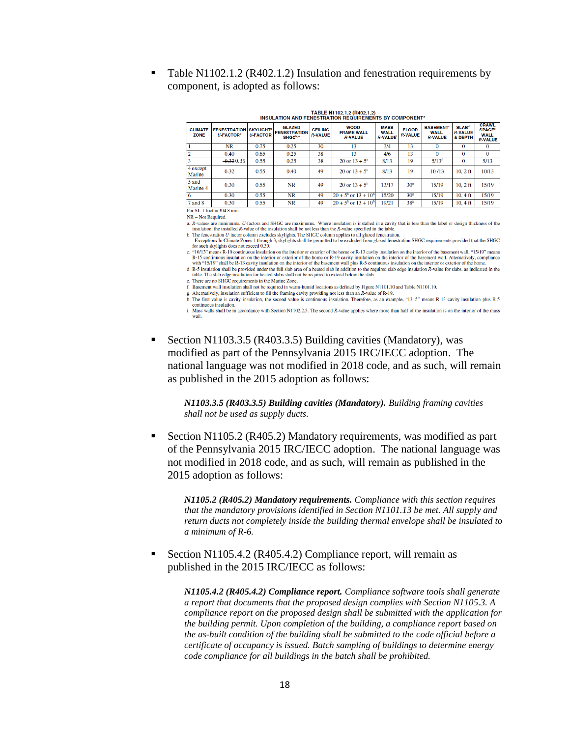- Table N1102.1.2 (R402.1.2) Insulation and fenestration requirements by component, is adopted as follows:

**TABLE N1102.1.2 (R402.1.2)**
**INSULATION AND FENESTRATION REQUIREMENTS BY COMPONENT[a]**

| CLIMATE ZONE | FENESTRATION U-FACTOR[b] | SKYLIGHT[b] U-FACTOR | GLAZED FENESTRATION SHGC[b, e] | CEILING R-VALUE | WOOD FRAME WALL R-VALUE | MASS WALL R-VALUE[i] | FLOOR R-VALUE | BASEMENT[c] WALL R-VALUE | SLAB[d] R-VALUE & DEPTH | CRAWL SPACE[c] WALL R-VALUE |
|---|---|---|---|---|---|---|---|---|---|---|
| 1 | NR | 0.75 | 0.25 | 30 | 13 | 3/4 | 13 | 0 | 0 | 0 |
| 2 | 0.40 | 0.65 | 0.25 | 38 | 13 | 4/6 | 13 | 0 | 0 | 0 |
| 3 | ~~0.32~~ 0.35 | 0.55 | 0.25 | 38 | 20 or 13 + 5[h] | 8/13 | 19 | 5/13[f] | 0 | 5/13 |
| 4 except Marine | 0.32 | 0.55 | 0.40 | 49 | 20 or 13 + 5[h] | 8/13 | 19 | 10 /13 | 10, 2 ft | 10/13 |
| 5 and Marine 4 | 0.30 | 0.55 | NR | 49 | 20 or 13 + 5[h] | 13/17 | 30[g] | 15/19 | 10, 2 ft | 15/19 |
| 6 | 0.30 | 0.55 | NR | 49 | 20 + 5[h] or 13 + 10[h] | 15/20 | 30[g] | 15/19 | 10, 4 ft | 15/19 |
| 7 and 8 | 0.30 | 0.55 | NR | 49 | 20 + 5[h] or 13 + 10[h] | 19/21 | 38[g] | 15/19 | 10, 4 ft | 15/19 |

For SI: 1 foot = 304.8 mm.

NR = Not Required.

a. R-values are minimums. U-factors and SHGC are maximums. Where insulation is installed in a cavity that is less than the label or design thickness of the insulation, the installed R-value of the insulation shall be not less than the R-value specified in the table.

b. The fenestration U-factor column excludes skylights. The SHGC column applies to all glazed fenestration.
**Exception:** In Climate Zones 1 through 3, skylights shall be permitted to be excluded from glazed fenestration SHGC requirements provided that the SHGC for such skylights does not exceed 0.30.

c. "10/13" means R-10 continuous insulation on the interior or exterior of the home or R-13 cavity insulation on the interior of the basement wall. "15/19" means R-15 continuous insulation on the interior or exterior of the home or R-19 cavity insulation on the interior of the basement wall. Alternatively, compliance with "15/19" shall be R-13 cavity insulation on the interior of the basement wall plus R-5 continuous insulation on the interior or exterior of the home.

d. R-5 insulation shall be provided under the full slab area of a heated slab in addition to the required slab edge insulation R-value for slabs. as indicated in the table. The slab edge insulation for heated slabs shall not be required to extend below the slab.

e. There are no SHGC requirements in the Marine Zone.

f. Basement wall insulation shall not be required in warm-humid locations as defined by Figure N1101.10 and Table N1101.10.

g. Alternatively, insulation sufficient to fill the framing cavity providing not less than an R-value of R-19.

h. The first value is cavity insulation, the second value is continuous insulation. Therefore, as an example, "13+5" means R-13 cavity insulation plus R-5 continuous insulation.

i. Mass walls shall be in accordance with Section N1102.2.5. The second R-value applies where more than half of the insulation is on the interior of the mass wall.

- Section N1103.3.5 (R403.3.5) Building cavities (Mandatory), was modified as part of the Pennsylvania 2015 IRC/IECC adoption. The national language was not modified in 2018 code, and as such, will remain as published in the 2015 adoption as follows:

  ***N1103.3.5 (R403.3.5) Building cavities (Mandatory).*** *Building framing cavities shall not be used as supply ducts.*

- Section N1105.2 (R405.2) Mandatory requirements, was modified as part of the Pennsylvania 2015 IRC/IECC adoption. The national language was not modified in 2018 code, and as such, will remain as published in the 2015 adoption as follows:

  ***N1105.2 (R405.2) Mandatory requirements.*** *Compliance with this section requires that the mandatory provisions identified in Section N1101.13 be met. All supply and return ducts not completely inside the building thermal envelope shall be insulated to a minimum of R-6.*

- Section N1105.4.2 (R405.4.2) Compliance report, will remain as published in the 2015 IRC/IECC as follows:

  ***N1105.4.2 (R405.4.2) Compliance report.*** *Compliance software tools shall generate a report that documents that the proposed design complies with Section N1105.3. A compliance report on the proposed design shall be submitted with the application for the building permit. Upon completion of the building, a compliance report based on the as-built condition of the building shall be submitted to the code official before a certificate of occupancy is issued. Batch sampling of buildings to determine energy code compliance for all buildings in the batch shall be prohibited.*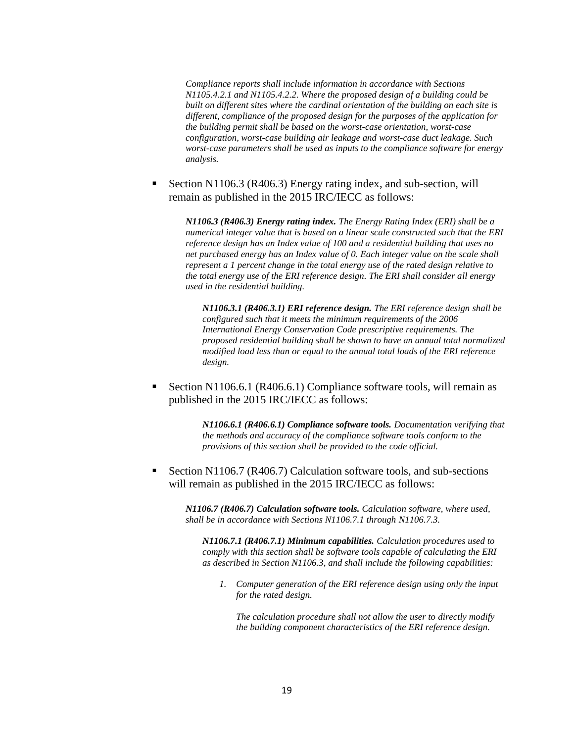*Compliance reports shall include information in accordance with Sections N1105.4.2.1 and N1105.4.2.2. Where the proposed design of a building could be built on different sites where the cardinal orientation of the building on each site is different, compliance of the proposed design for the purposes of the application for the building permit shall be based on the worst-case orientation, worst-case configuration, worst-case building air leakage and worst-case duct leakage. Such worst-case parameters shall be used as inputs to the compliance software for energy analysis.*

- Section N1106.3 (R406.3) Energy rating index, and sub-section, will remain as published in the 2015 IRC/IECC as follows:

> ***N1106.3 (R406.3) Energy rating index.*** *The Energy Rating Index (ERI) shall be a numerical integer value that is based on a linear scale constructed such that the ERI reference design has an Index value of 100 and a residential building that uses no net purchased energy has an Index value of 0. Each integer value on the scale shall represent a 1 percent change in the total energy use of the rated design relative to the total energy use of the ERI reference design. The ERI shall consider all energy used in the residential building.*
>
> > ***N1106.3.1 (R406.3.1) ERI reference design.*** *The ERI reference design shall be configured such that it meets the minimum requirements of the 2006 International Energy Conservation Code prescriptive requirements. The proposed residential building shall be shown to have an annual total normalized modified load less than or equal to the annual total loads of the ERI reference design.*

- Section N1106.6.1 (R406.6.1) Compliance software tools, will remain as published in the 2015 IRC/IECC as follows:

> > ***N1106.6.1 (R406.6.1) Compliance software tools.*** *Documentation verifying that the methods and accuracy of the compliance software tools conform to the provisions of this section shall be provided to the code official.*

- Section N1106.7 (R406.7) Calculation software tools, and sub-sections will remain as published in the 2015 IRC/IECC as follows:

> ***N1106.7 (R406.7) Calculation software tools.*** *Calculation software, where used, shall be in accordance with Sections N1106.7.1 through N1106.7.3.*
>
> > ***N1106.7.1 (R406.7.1) Minimum capabilities.*** *Calculation procedures used to comply with this section shall be software tools capable of calculating the ERI as described in Section N1106.3, and shall include the following capabilities:*
> >
> > 1. *Computer generation of the ERI reference design using only the input for the rated design.*
> >
> >    *The calculation procedure shall not allow the user to directly modify the building component characteristics of the ERI reference design.*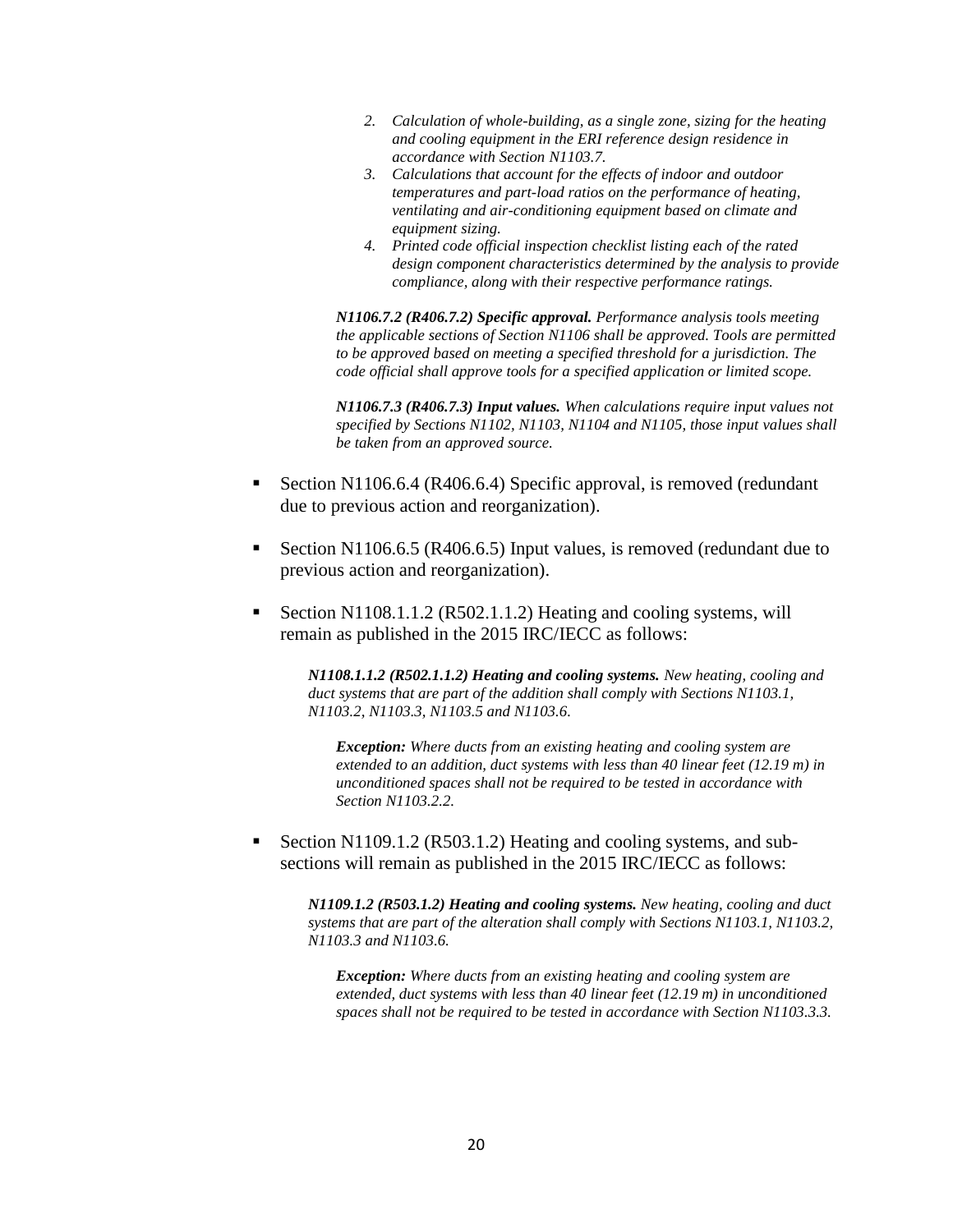2. *Calculation of whole-building, as a single zone, sizing for the heating and cooling equipment in the ERI reference design residence in accordance with Section N1103.7.*
3. *Calculations that account for the effects of indoor and outdoor temperatures and part-load ratios on the performance of heating, ventilating and air-conditioning equipment based on climate and equipment sizing.*
4. *Printed code official inspection checklist listing each of the rated design component characteristics determined by the analysis to provide compliance, along with their respective performance ratings.*

> ***N1106.7.2 (R406.7.2) Specific approval.*** *Performance analysis tools meeting the applicable sections of Section N1106 shall be approved. Tools are permitted to be approved based on meeting a specified threshold for a jurisdiction. The code official shall approve tools for a specified application or limited scope.*
>
> ***N1106.7.3 (R406.7.3) Input values.*** *When calculations require input values not specified by Sections N1102, N1103, N1104 and N1105, those input values shall be taken from an approved source.*

- Section N1106.6.4 (R406.6.4) Specific approval, is removed (redundant due to previous action and reorganization).

- Section N1106.6.5 (R406.6.5) Input values, is removed (redundant due to previous action and reorganization).

- Section N1108.1.1.2 (R502.1.1.2) Heating and cooling systems, will remain as published in the 2015 IRC/IECC as follows:

> ***N1108.1.1.2 (R502.1.1.2) Heating and cooling systems.*** *New heating, cooling and duct systems that are part of the addition shall comply with Sections N1103.1, N1103.2, N1103.3, N1103.5 and N1103.6.*
>
> > ***Exception:*** *Where ducts from an existing heating and cooling system are extended to an addition, duct systems with less than 40 linear feet (12.19 m) in unconditioned spaces shall not be required to be tested in accordance with Section N1103.2.2.*

- Section N1109.1.2 (R503.1.2) Heating and cooling systems, and sub-sections will remain as published in the 2015 IRC/IECC as follows:

> ***N1109.1.2 (R503.1.2) Heating and cooling systems.*** *New heating, cooling and duct systems that are part of the alteration shall comply with Sections N1103.1, N1103.2, N1103.3 and N1103.6.*
>
> > ***Exception:*** *Where ducts from an existing heating and cooling system are extended, duct systems with less than 40 linear feet (12.19 m) in unconditioned spaces shall not be required to be tested in accordance with Section N1103.3.3.*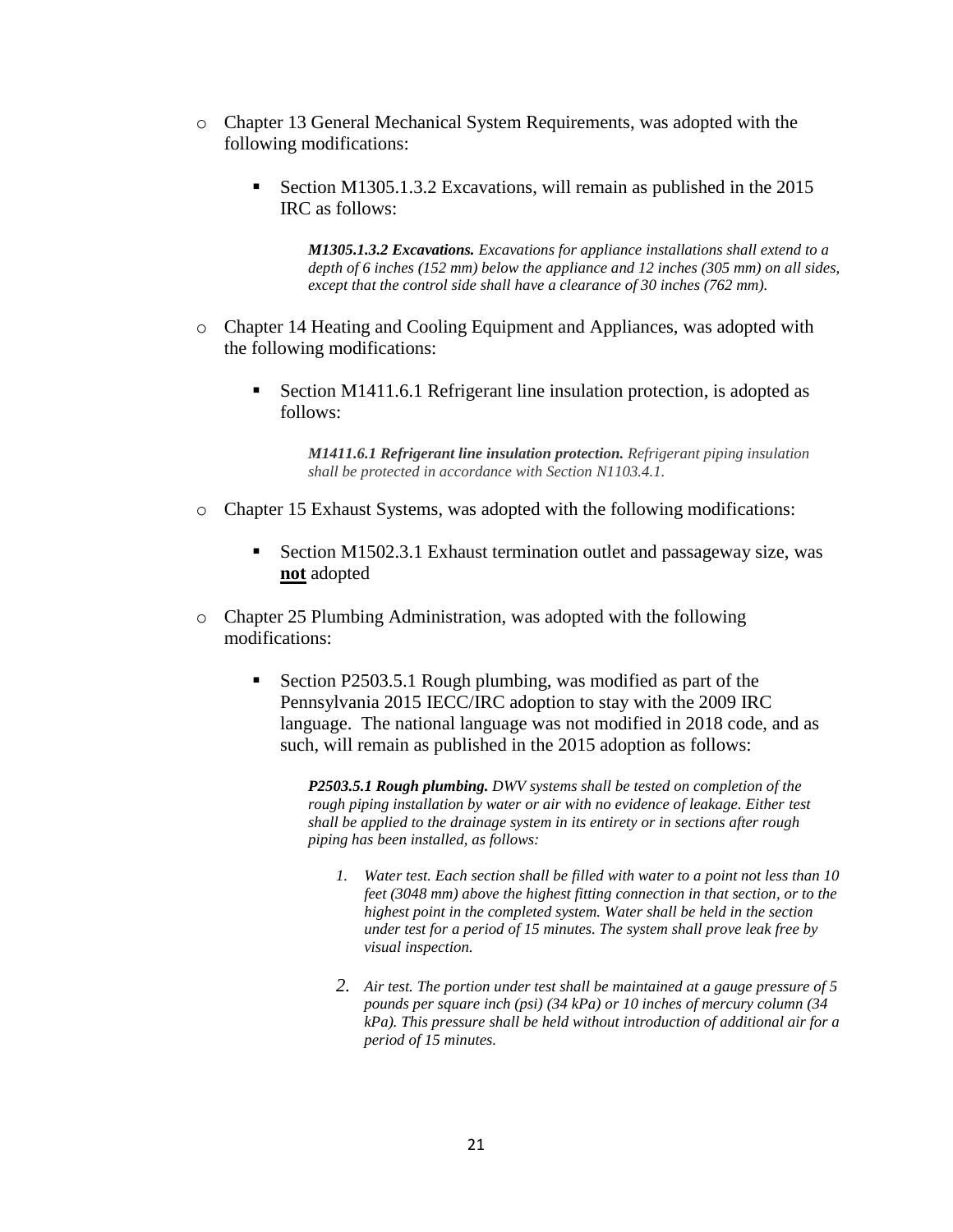- Chapter 13 General Mechanical System Requirements, was adopted with the following modifications:

    - Section M1305.1.3.2 Excavations, will remain as published in the 2015 IRC as follows:

        ***M1305.1.3.2 Excavations.*** *Excavations for appliance installations shall extend to a depth of 6 inches (152 mm) below the appliance and 12 inches (305 mm) on all sides, except that the control side shall have a clearance of 30 inches (762 mm).*

- Chapter 14 Heating and Cooling Equipment and Appliances, was adopted with the following modifications:

    - Section M1411.6.1 Refrigerant line insulation protection, is adopted as follows:

        ***M1411.6.1 Refrigerant line insulation protection.*** *Refrigerant piping insulation shall be protected in accordance with Section N1103.4.1.*

- Chapter 15 Exhaust Systems, was adopted with the following modifications:

    - Section M1502.3.1 Exhaust termination outlet and passageway size, was **not** adopted

- Chapter 25 Plumbing Administration, was adopted with the following modifications:

    - Section P2503.5.1 Rough plumbing, was modified as part of the Pennsylvania 2015 IECC/IRC adoption to stay with the 2009 IRC language. The national language was not modified in 2018 code, and as such, will remain as published in the 2015 adoption as follows:

        ***P2503.5.1 Rough plumbing.*** *DWV systems shall be tested on completion of the rough piping installation by water or air with no evidence of leakage. Either test shall be applied to the drainage system in its entirety or in sections after rough piping has been installed, as follows:*

        1. *Water test. Each section shall be filled with water to a point not less than 10 feet (3048 mm) above the highest fitting connection in that section, or to the highest point in the completed system. Water shall be held in the section under test for a period of 15 minutes. The system shall prove leak free by visual inspection.*

        2. *Air test. The portion under test shall be maintained at a gauge pressure of 5 pounds per square inch (psi) (34 kPa) or 10 inches of mercury column (34 kPa). This pressure shall be held without introduction of additional air for a period of 15 minutes.*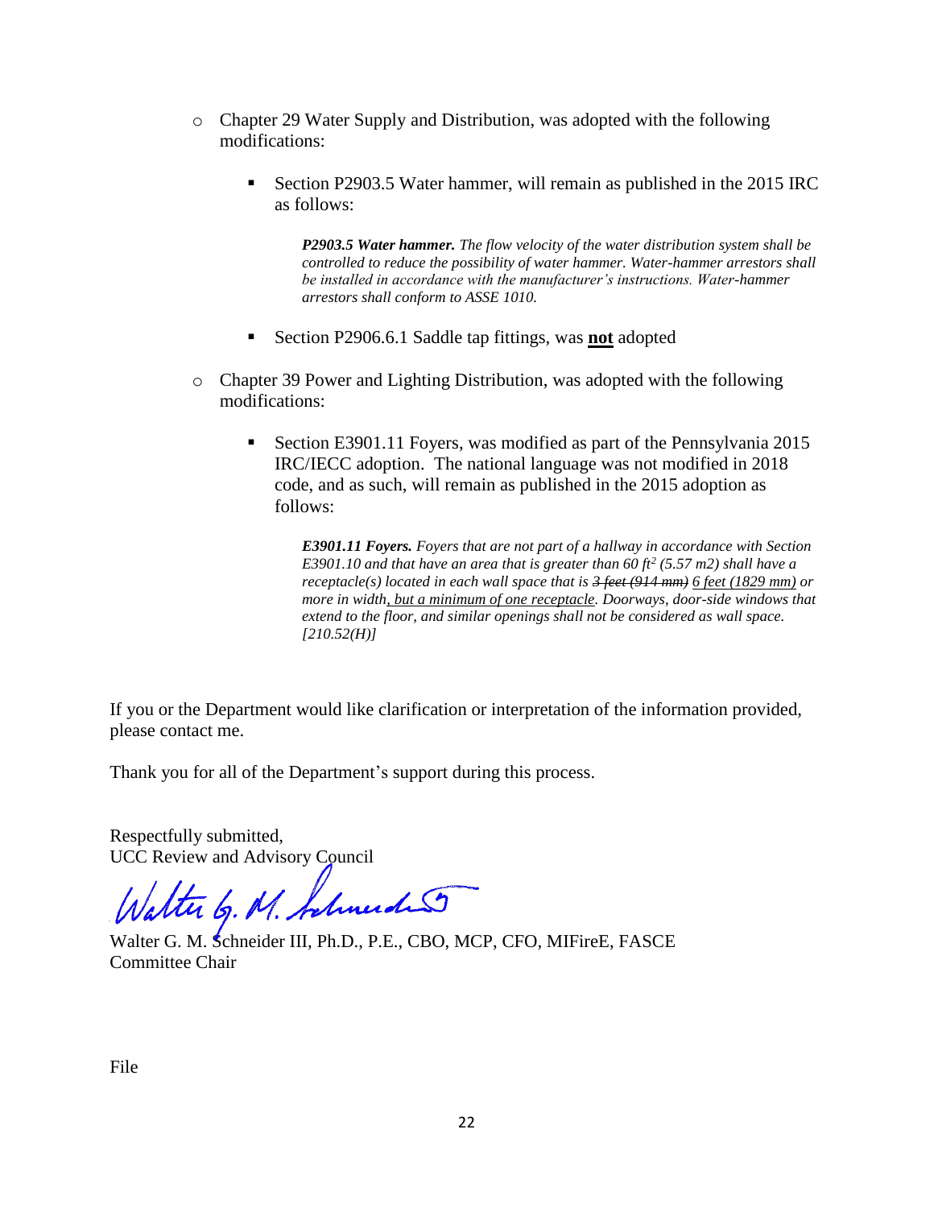- Chapter 29 Water Supply and Distribution, was adopted with the following modifications:

  - Section P2903.5 Water hammer, will remain as published in the 2015 IRC as follows:

    ***P2903.5 Water hammer.*** *The flow velocity of the water distribution system shall be controlled to reduce the possibility of water hammer. Water-hammer arrestors shall be installed in accordance with the manufacturer's instructions. Water-hammer arrestors shall conform to ASSE 1010.*

  - Section P2906.6.1 Saddle tap fittings, was **not** adopted

- Chapter 39 Power and Lighting Distribution, was adopted with the following modifications:

  - Section E3901.11 Foyers, was modified as part of the Pennsylvania 2015 IRC/IECC adoption. The national language was not modified in 2018 code, and as such, will remain as published in the 2015 adoption as follows:

    ***E3901.11 Foyers.*** *Foyers that are not part of a hallway in accordance with Section E3901.10 and that have an area that is greater than 60 $ft^2$ (5.57 m2) shall have a receptacle(s) located in each wall space that is ~~3 feet (914 mm)~~ <u>6 feet (1829 mm)</u> or more in width<u>, but a minimum of one receptacle</u>. Doorways, door-side windows that extend to the floor, and similar openings shall not be considered as wall space. [210.52(H)]*

If you or the Department would like clarification or interpretation of the information provided, please contact me.

Thank you for all of the Department's support during this process.

Respectfully submitted,
UCC Review and Advisory Council

Walter G. M. Schneider III, Ph.D., P.E., CBO, MCP, CFO, MIFireE, FASCE
Committee Chair

File